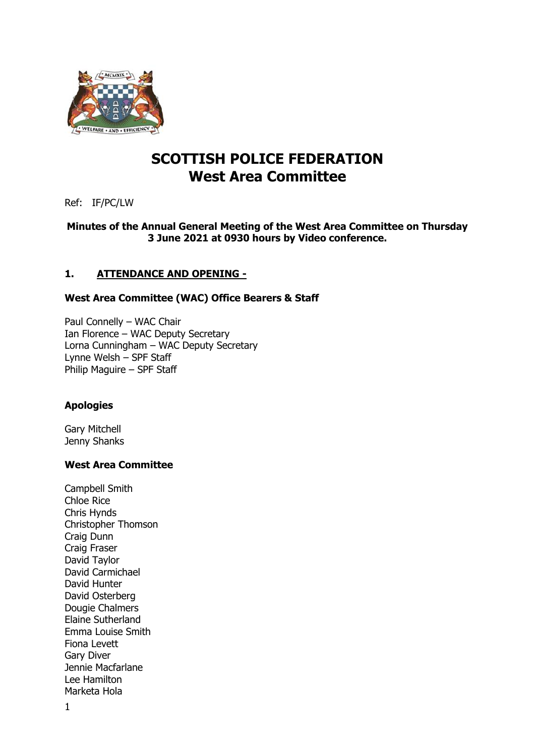# SCOTTISH POLICE FEDERATION
# West Area Committee

Ref: IF/PC/LW

**Minutes of the Annual General Meeting of the West Area Committee on Thursday 3 June 2021 at 0930 hours by Video conference.**

## 1. ATTENDANCE AND OPENING -

### West Area Committee (WAC) Office Bearers & Staff

Paul Connelly – WAC Chair
Ian Florence – WAC Deputy Secretary
Lorna Cunningham – WAC Deputy Secretary
Lynne Welsh – SPF Staff
Philip Maguire – SPF Staff

### Apologies

Gary Mitchell
Jenny Shanks

### West Area Committee

Campbell Smith
Chloe Rice
Chris Hynds
Christopher Thomson
Craig Dunn
Craig Fraser
David Taylor
David Carmichael
David Hunter
David Osterberg
Dougie Chalmers
Elaine Sutherland
Emma Louise Smith
Fiona Levett
Gary Diver
Jennie Macfarlane
Lee Hamilton
Marketa Hola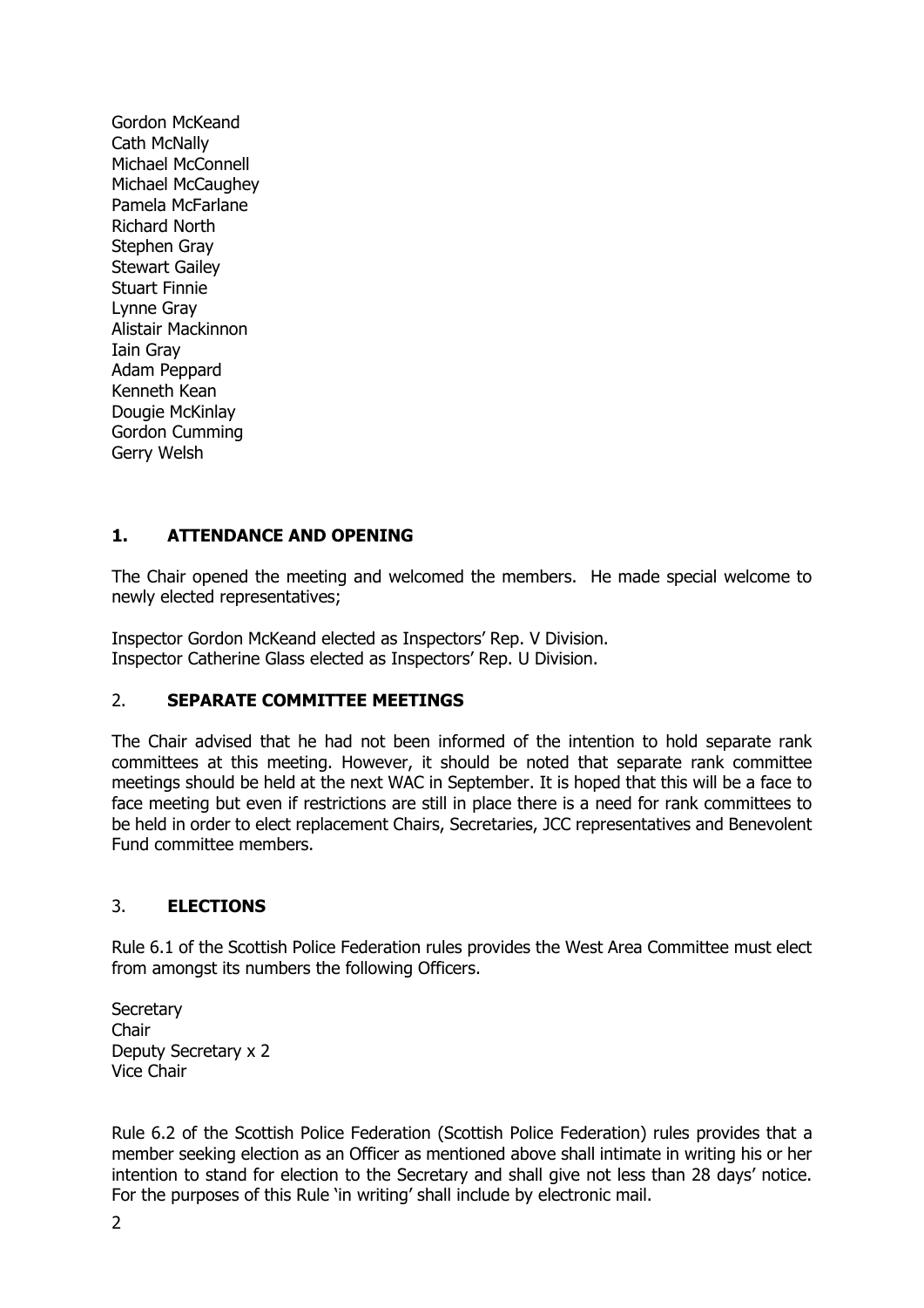Gordon McKeand
Cath McNally
Michael McConnell
Michael McCaughey
Pamela McFarlane
Richard North
Stephen Gray
Stewart Gailey
Stuart Finnie
Lynne Gray
Alistair Mackinnon
Iain Gray
Adam Peppard
Kenneth Kean
Dougie McKinlay
Gordon Cumming
Gerry Welsh

## 1. ATTENDANCE AND OPENING

The Chair opened the meeting and welcomed the members. He made special welcome to newly elected representatives;

Inspector Gordon McKeand elected as Inspectors' Rep. V Division.
Inspector Catherine Glass elected as Inspectors' Rep. U Division.

## 2. SEPARATE COMMITTEE MEETINGS

The Chair advised that he had not been informed of the intention to hold separate rank committees at this meeting. However, it should be noted that separate rank committee meetings should be held at the next WAC in September. It is hoped that this will be a face to face meeting but even if restrictions are still in place there is a need for rank committees to be held in order to elect replacement Chairs, Secretaries, JCC representatives and Benevolent Fund committee members.

## 3. ELECTIONS

Rule 6.1 of the Scottish Police Federation rules provides the West Area Committee must elect from amongst its numbers the following Officers.

Secretary
Chair
Deputy Secretary x 2
Vice Chair

Rule 6.2 of the Scottish Police Federation (Scottish Police Federation) rules provides that a member seeking election as an Officer as mentioned above shall intimate in writing his or her intention to stand for election to the Secretary and shall give not less than 28 days' notice. For the purposes of this Rule 'in writing' shall include by electronic mail.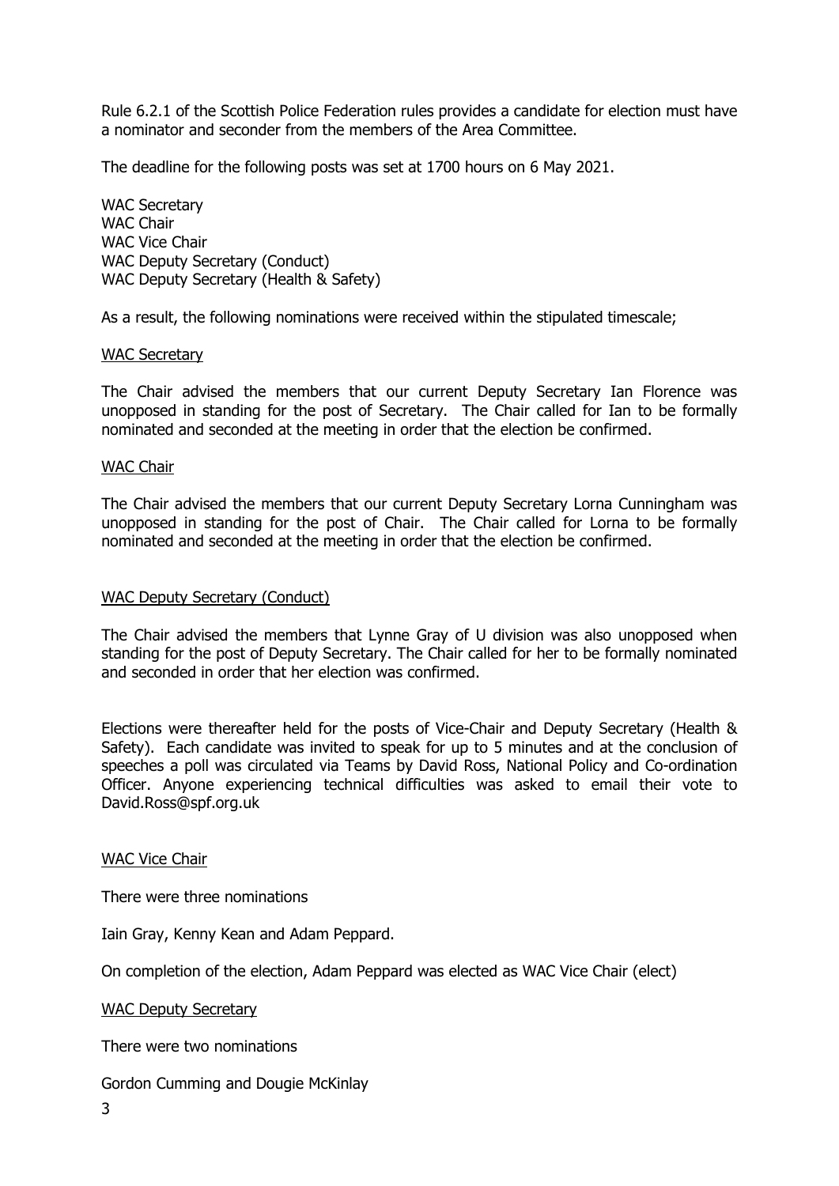Rule 6.2.1 of the Scottish Police Federation rules provides a candidate for election must have a nominator and seconder from the members of the Area Committee.

The deadline for the following posts was set at 1700 hours on 6 May 2021.

WAC Secretary
WAC Chair
WAC Vice Chair
WAC Deputy Secretary (Conduct)
WAC Deputy Secretary (Health & Safety)

As a result, the following nominations were received within the stipulated timescale;

<u>WAC Secretary</u>

The Chair advised the members that our current Deputy Secretary Ian Florence was unopposed in standing for the post of Secretary. The Chair called for Ian to be formally nominated and seconded at the meeting in order that the election be confirmed.

<u>WAC Chair</u>

The Chair advised the members that our current Deputy Secretary Lorna Cunningham was unopposed in standing for the post of Chair. The Chair called for Lorna to be formally nominated and seconded at the meeting in order that the election be confirmed.

<u>WAC Deputy Secretary (Conduct)</u>

The Chair advised the members that Lynne Gray of U division was also unopposed when standing for the post of Deputy Secretary. The Chair called for her to be formally nominated and seconded in order that her election was confirmed.

Elections were thereafter held for the posts of Vice-Chair and Deputy Secretary (Health & Safety). Each candidate was invited to speak for up to 5 minutes and at the conclusion of speeches a poll was circulated via Teams by David Ross, National Policy and Co-ordination Officer. Anyone experiencing technical difficulties was asked to email their vote to David.Ross@spf.org.uk

<u>WAC Vice Chair</u>

There were three nominations

Iain Gray, Kenny Kean and Adam Peppard.

On completion of the election, Adam Peppard was elected as WAC Vice Chair (elect)

<u>WAC Deputy Secretary</u>

There were two nominations

Gordon Cumming and Dougie McKinlay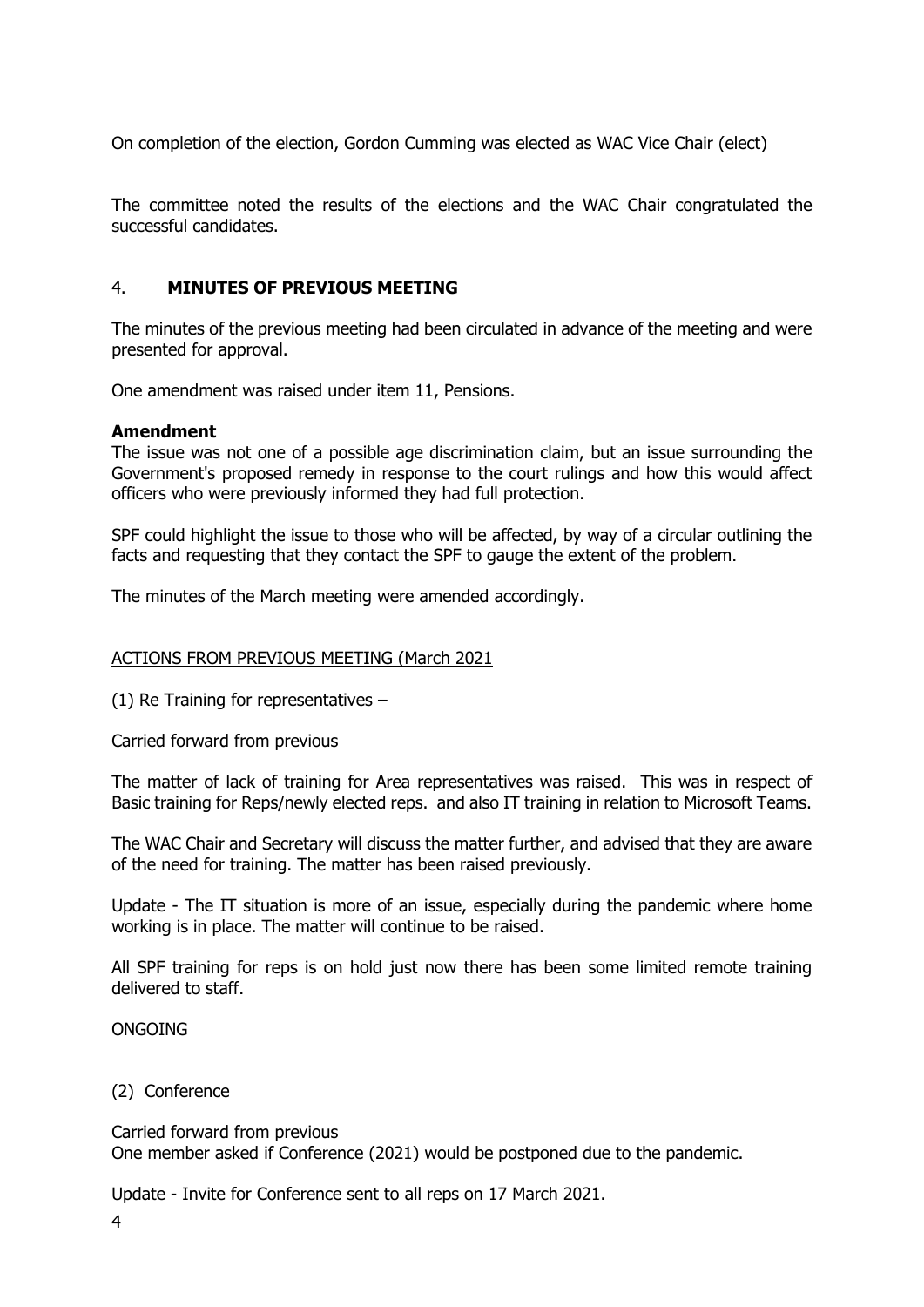On completion of the election, Gordon Cumming was elected as WAC Vice Chair (elect)

The committee noted the results of the elections and the WAC Chair congratulated the successful candidates.

## 4. **MINUTES OF PREVIOUS MEETING**

The minutes of the previous meeting had been circulated in advance of the meeting and were presented for approval.

One amendment was raised under item 11, Pensions.

**Amendment**
The issue was not one of a possible age discrimination claim, but an issue surrounding the Government's proposed remedy in response to the court rulings and how this would affect officers who were previously informed they had full protection.

SPF could highlight the issue to those who will be affected, by way of a circular outlining the facts and requesting that they contact the SPF to gauge the extent of the problem.

The minutes of the March meeting were amended accordingly.

ACTIONS FROM PREVIOUS MEETING (March 2021

(1) Re Training for representatives –

Carried forward from previous

The matter of lack of training for Area representatives was raised. This was in respect of Basic training for Reps/newly elected reps. and also IT training in relation to Microsoft Teams.

The WAC Chair and Secretary will discuss the matter further, and advised that they are aware of the need for training. The matter has been raised previously.

Update - The IT situation is more of an issue, especially during the pandemic where home working is in place. The matter will continue to be raised.

All SPF training for reps is on hold just now there has been some limited remote training delivered to staff.

ONGOING

(2) Conference

Carried forward from previous
One member asked if Conference (2021) would be postponed due to the pandemic.

Update - Invite for Conference sent to all reps on 17 March 2021.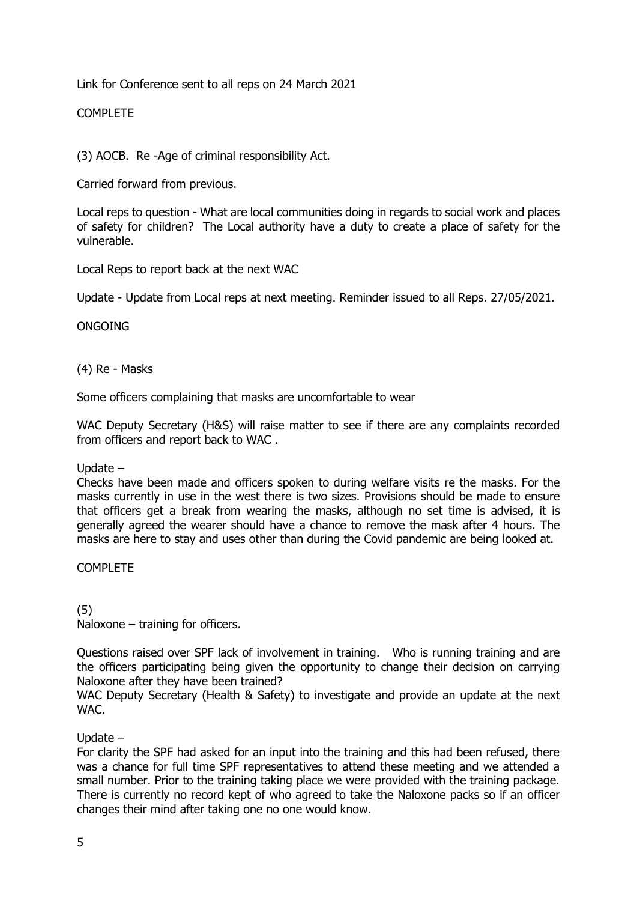Link for Conference sent to all reps on 24 March 2021

COMPLETE

(3) AOCB. Re -Age of criminal responsibility Act.

Carried forward from previous.

Local reps to question - What are local communities doing in regards to social work and places of safety for children? The Local authority have a duty to create a place of safety for the vulnerable.

Local Reps to report back at the next WAC

Update - Update from Local reps at next meeting. Reminder issued to all Reps. 27/05/2021.

ONGOING

(4) Re - Masks

Some officers complaining that masks are uncomfortable to wear

WAC Deputy Secretary (H&S) will raise matter to see if there are any complaints recorded from officers and report back to WAC .

Update –
Checks have been made and officers spoken to during welfare visits re the masks. For the masks currently in use in the west there is two sizes. Provisions should be made to ensure that officers get a break from wearing the masks, although no set time is advised, it is generally agreed the wearer should have a chance to remove the mask after 4 hours. The masks are here to stay and uses other than during the Covid pandemic are being looked at.

COMPLETE

(5)
Naloxone – training for officers.

Questions raised over SPF lack of involvement in training. Who is running training and are the officers participating being given the opportunity to change their decision on carrying Naloxone after they have been trained?
WAC Deputy Secretary (Health & Safety) to investigate and provide an update at the next WAC.

Update –
For clarity the SPF had asked for an input into the training and this had been refused, there was a chance for full time SPF representatives to attend these meeting and we attended a small number. Prior to the training taking place we were provided with the training package. There is currently no record kept of who agreed to take the Naloxone packs so if an officer changes their mind after taking one no one would know.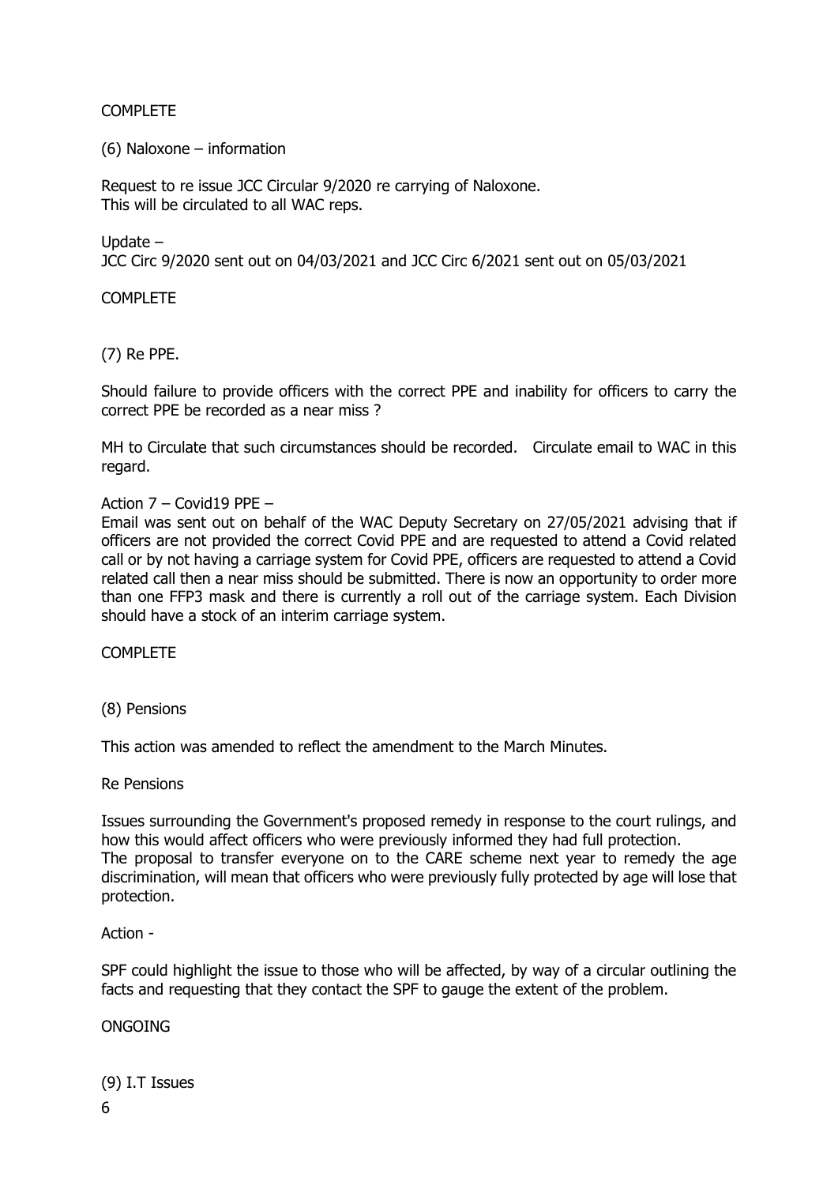COMPLETE

(6) Naloxone – information

Request to re issue JCC Circular 9/2020 re carrying of Naloxone.
This will be circulated to all WAC reps.

Update –
JCC Circ 9/2020 sent out on 04/03/2021 and JCC Circ 6/2021 sent out on 05/03/2021

COMPLETE

(7) Re PPE.

Should failure to provide officers with the correct PPE and inability for officers to carry the correct PPE be recorded as a near miss ?

MH to Circulate that such circumstances should be recorded. Circulate email to WAC in this regard.

Action 7 – Covid19 PPE –
Email was sent out on behalf of the WAC Deputy Secretary on 27/05/2021 advising that if officers are not provided the correct Covid PPE and are requested to attend a Covid related call or by not having a carriage system for Covid PPE, officers are requested to attend a Covid related call then a near miss should be submitted. There is now an opportunity to order more than one FFP3 mask and there is currently a roll out of the carriage system. Each Division should have a stock of an interim carriage system.

COMPLETE

(8) Pensions

This action was amended to reflect the amendment to the March Minutes.

Re Pensions

Issues surrounding the Government's proposed remedy in response to the court rulings, and how this would affect officers who were previously informed they had full protection.
The proposal to transfer everyone on to the CARE scheme next year to remedy the age discrimination, will mean that officers who were previously fully protected by age will lose that protection.

Action -

SPF could highlight the issue to those who will be affected, by way of a circular outlining the facts and requesting that they contact the SPF to gauge the extent of the problem.

ONGOING

(9) I.T Issues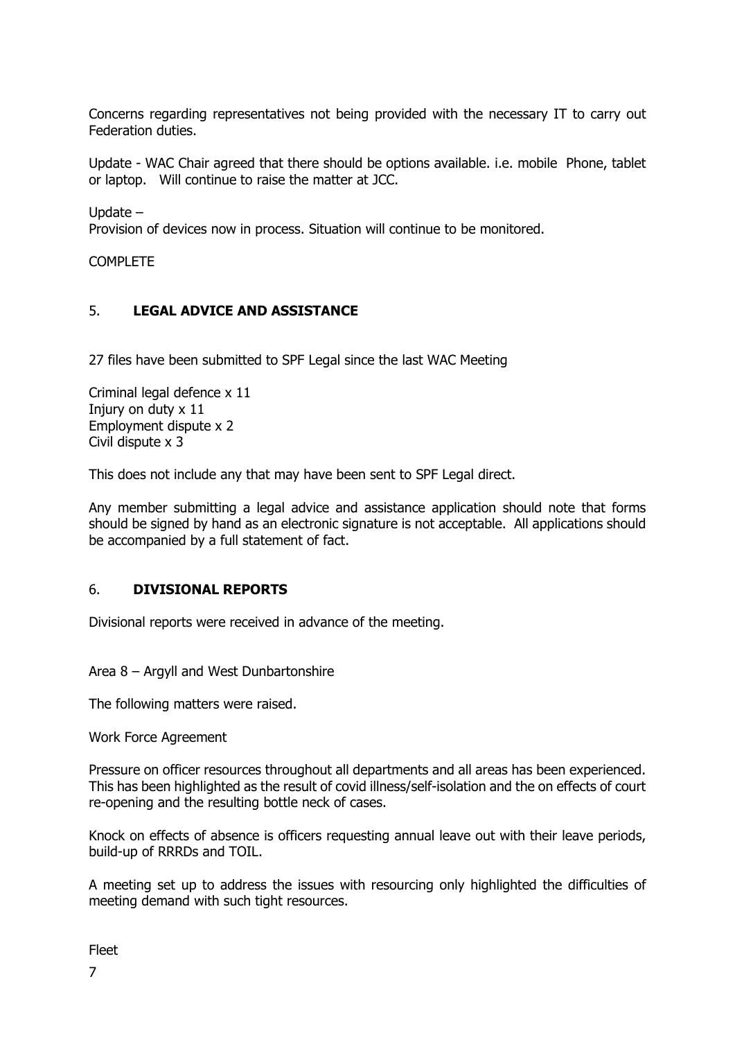Concerns regarding representatives not being provided with the necessary IT to carry out Federation duties.

Update - WAC Chair agreed that there should be options available. i.e. mobile Phone, tablet or laptop. Will continue to raise the matter at JCC.

Update –
Provision of devices now in process. Situation will continue to be monitored.

COMPLETE

## 5. **LEGAL ADVICE AND ASSISTANCE**

27 files have been submitted to SPF Legal since the last WAC Meeting

Criminal legal defence x 11
Injury on duty x 11
Employment dispute x 2
Civil dispute x 3

This does not include any that may have been sent to SPF Legal direct.

Any member submitting a legal advice and assistance application should note that forms should be signed by hand as an electronic signature is not acceptable. All applications should be accompanied by a full statement of fact.

## 6. **DIVISIONAL REPORTS**

Divisional reports were received in advance of the meeting.

Area 8 – Argyll and West Dunbartonshire

The following matters were raised.

Work Force Agreement

Pressure on officer resources throughout all departments and all areas has been experienced. This has been highlighted as the result of covid illness/self-isolation and the on effects of court re-opening and the resulting bottle neck of cases.

Knock on effects of absence is officers requesting annual leave out with their leave periods, build-up of RRRDs and TOIL.

A meeting set up to address the issues with resourcing only highlighted the difficulties of meeting demand with such tight resources.

Fleet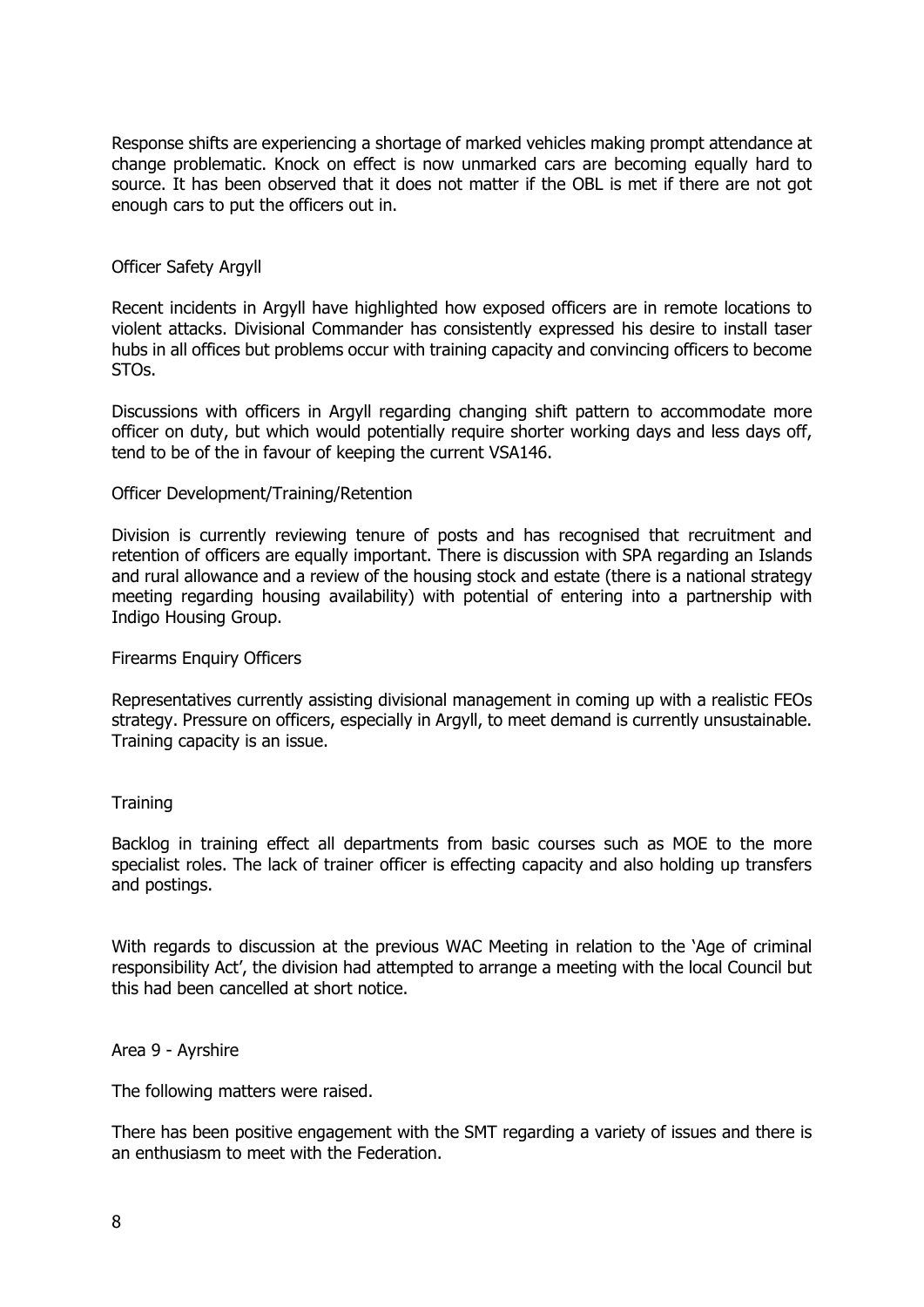Response shifts are experiencing a shortage of marked vehicles making prompt attendance at change problematic. Knock on effect is now unmarked cars are becoming equally hard to source. It has been observed that it does not matter if the OBL is met if there are not got enough cars to put the officers out in.

Officer Safety Argyll

Recent incidents in Argyll have highlighted how exposed officers are in remote locations to violent attacks. Divisional Commander has consistently expressed his desire to install taser hubs in all offices but problems occur with training capacity and convincing officers to become STOs.

Discussions with officers in Argyll regarding changing shift pattern to accommodate more officer on duty, but which would potentially require shorter working days and less days off, tend to be of the in favour of keeping the current VSA146.

Officer Development/Training/Retention

Division is currently reviewing tenure of posts and has recognised that recruitment and retention of officers are equally important. There is discussion with SPA regarding an Islands and rural allowance and a review of the housing stock and estate (there is a national strategy meeting regarding housing availability) with potential of entering into a partnership with Indigo Housing Group.

Firearms Enquiry Officers

Representatives currently assisting divisional management in coming up with a realistic FEOs strategy. Pressure on officers, especially in Argyll, to meet demand is currently unsustainable. Training capacity is an issue.

Training

Backlog in training effect all departments from basic courses such as MOE to the more specialist roles. The lack of trainer officer is effecting capacity and also holding up transfers and postings.

With regards to discussion at the previous WAC Meeting in relation to the 'Age of criminal responsibility Act', the division had attempted to arrange a meeting with the local Council but this had been cancelled at short notice.

Area 9 - Ayrshire

The following matters were raised.

There has been positive engagement with the SMT regarding a variety of issues and there is an enthusiasm to meet with the Federation.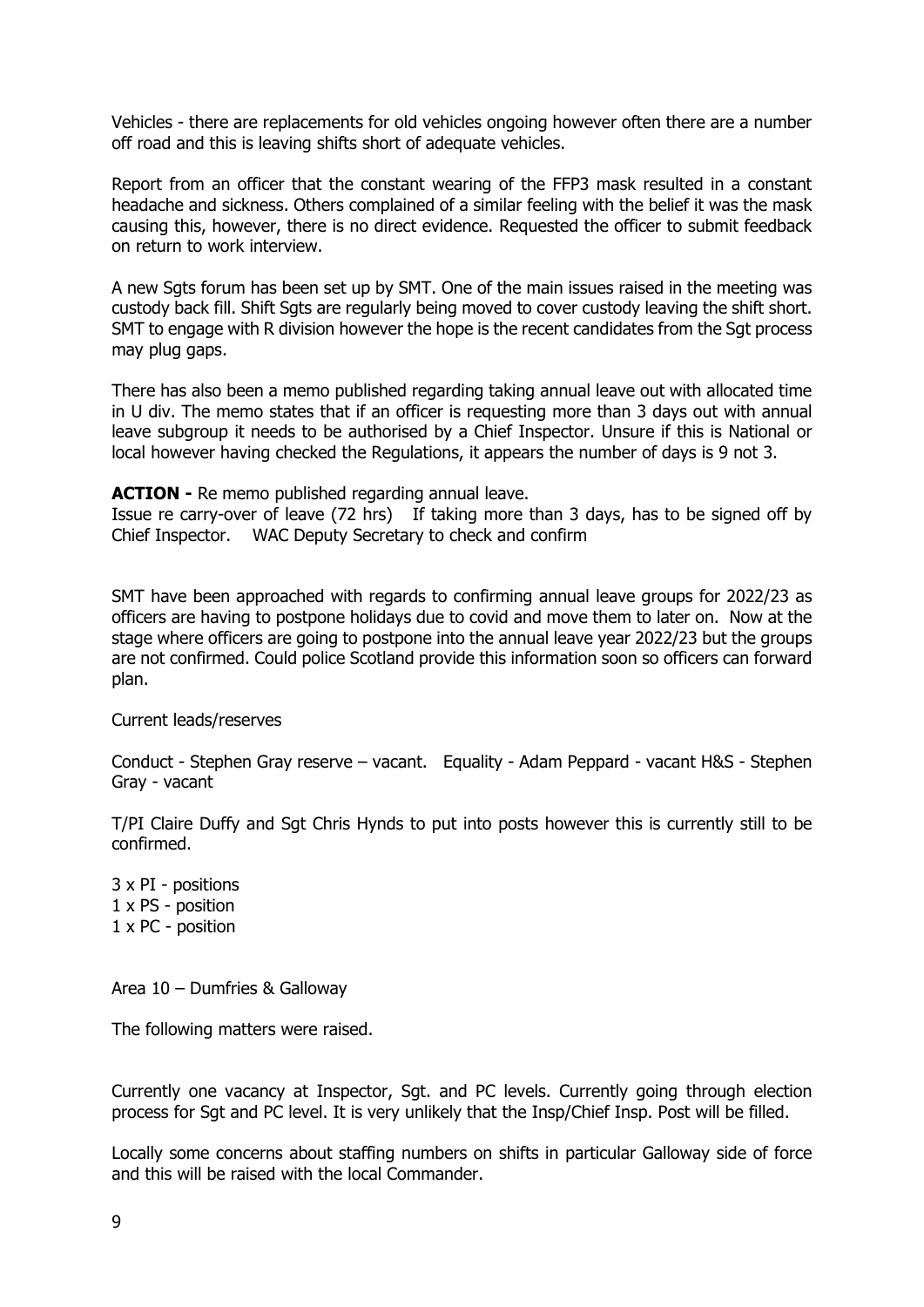Vehicles - there are replacements for old vehicles ongoing however often there are a number off road and this is leaving shifts short of adequate vehicles.

Report from an officer that the constant wearing of the FFP3 mask resulted in a constant headache and sickness. Others complained of a similar feeling with the belief it was the mask causing this, however, there is no direct evidence. Requested the officer to submit feedback on return to work interview.

A new Sgts forum has been set up by SMT. One of the main issues raised in the meeting was custody back fill. Shift Sgts are regularly being moved to cover custody leaving the shift short. SMT to engage with R division however the hope is the recent candidates from the Sgt process may plug gaps.

There has also been a memo published regarding taking annual leave out with allocated time in U div. The memo states that if an officer is requesting more than 3 days out with annual leave subgroup it needs to be authorised by a Chief Inspector. Unsure if this is National or local however having checked the Regulations, it appears the number of days is 9 not 3.

**ACTION -** Re memo published regarding annual leave.
Issue re carry-over of leave (72 hrs) If taking more than 3 days, has to be signed off by Chief Inspector. WAC Deputy Secretary to check and confirm

SMT have been approached with regards to confirming annual leave groups for 2022/23 as officers are having to postpone holidays due to covid and move them to later on. Now at the stage where officers are going to postpone into the annual leave year 2022/23 but the groups are not confirmed. Could police Scotland provide this information soon so officers can forward plan.

Current leads/reserves

Conduct - Stephen Gray reserve – vacant. Equality - Adam Peppard - vacant H&S - Stephen Gray - vacant

T/PI Claire Duffy and Sgt Chris Hynds to put into posts however this is currently still to be confirmed.

3 x PI - positions
1 x PS - position
1 x PC - position

Area 10 – Dumfries & Galloway

The following matters were raised.

Currently one vacancy at Inspector, Sgt. and PC levels. Currently going through election process for Sgt and PC level. It is very unlikely that the Insp/Chief Insp. Post will be filled.

Locally some concerns about staffing numbers on shifts in particular Galloway side of force and this will be raised with the local Commander.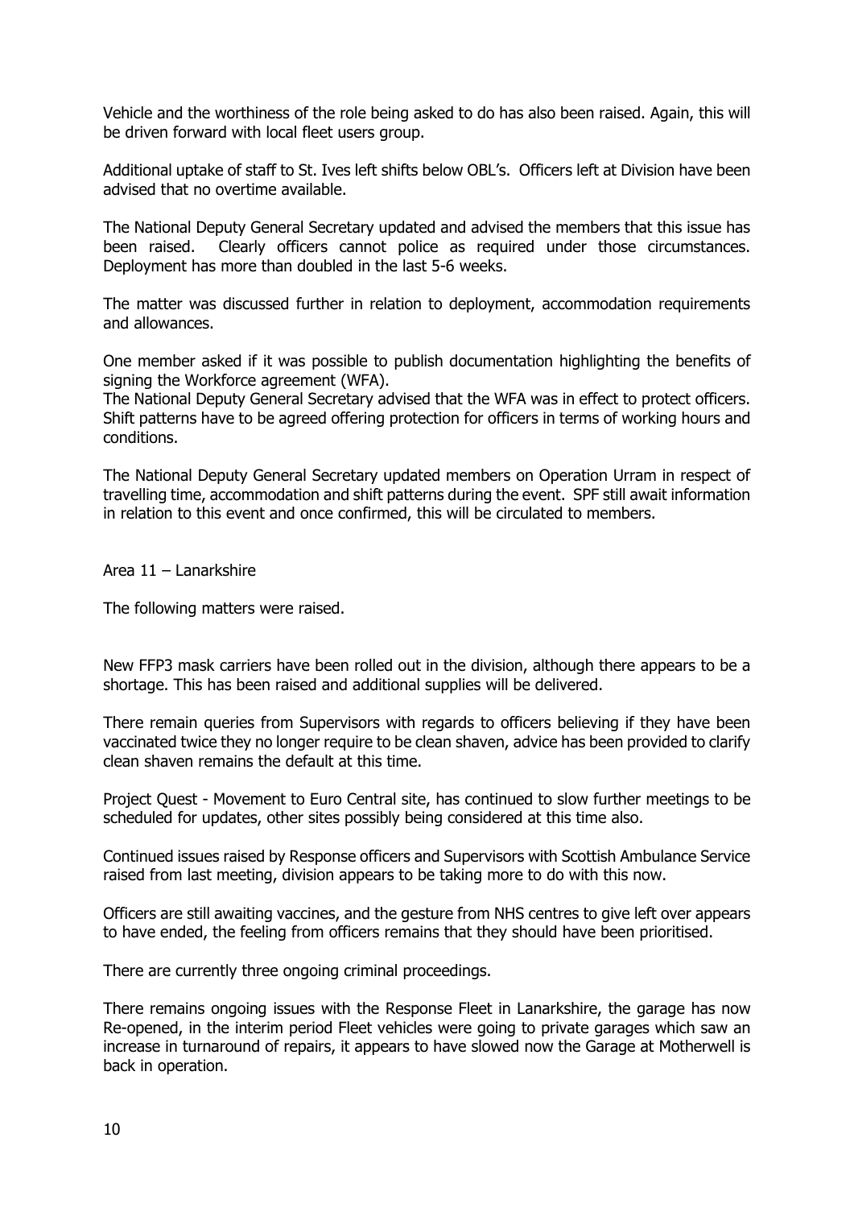Vehicle and the worthiness of the role being asked to do has also been raised. Again, this will be driven forward with local fleet users group.

Additional uptake of staff to St. Ives left shifts below OBL's. Officers left at Division have been advised that no overtime available.

The National Deputy General Secretary updated and advised the members that this issue has been raised. Clearly officers cannot police as required under those circumstances. Deployment has more than doubled in the last 5-6 weeks.

The matter was discussed further in relation to deployment, accommodation requirements and allowances.

One member asked if it was possible to publish documentation highlighting the benefits of signing the Workforce agreement (WFA).
The National Deputy General Secretary advised that the WFA was in effect to protect officers. Shift patterns have to be agreed offering protection for officers in terms of working hours and conditions.

The National Deputy General Secretary updated members on Operation Urram in respect of travelling time, accommodation and shift patterns during the event. SPF still await information in relation to this event and once confirmed, this will be circulated to members.

Area 11 – Lanarkshire

The following matters were raised.

New FFP3 mask carriers have been rolled out in the division, although there appears to be a shortage. This has been raised and additional supplies will be delivered.

There remain queries from Supervisors with regards to officers believing if they have been vaccinated twice they no longer require to be clean shaven, advice has been provided to clarify clean shaven remains the default at this time.

Project Quest - Movement to Euro Central site, has continued to slow further meetings to be scheduled for updates, other sites possibly being considered at this time also.

Continued issues raised by Response officers and Supervisors with Scottish Ambulance Service raised from last meeting, division appears to be taking more to do with this now.

Officers are still awaiting vaccines, and the gesture from NHS centres to give left over appears to have ended, the feeling from officers remains that they should have been prioritised.

There are currently three ongoing criminal proceedings.

There remains ongoing issues with the Response Fleet in Lanarkshire, the garage has now Re-opened, in the interim period Fleet vehicles were going to private garages which saw an increase in turnaround of repairs, it appears to have slowed now the Garage at Motherwell is back in operation.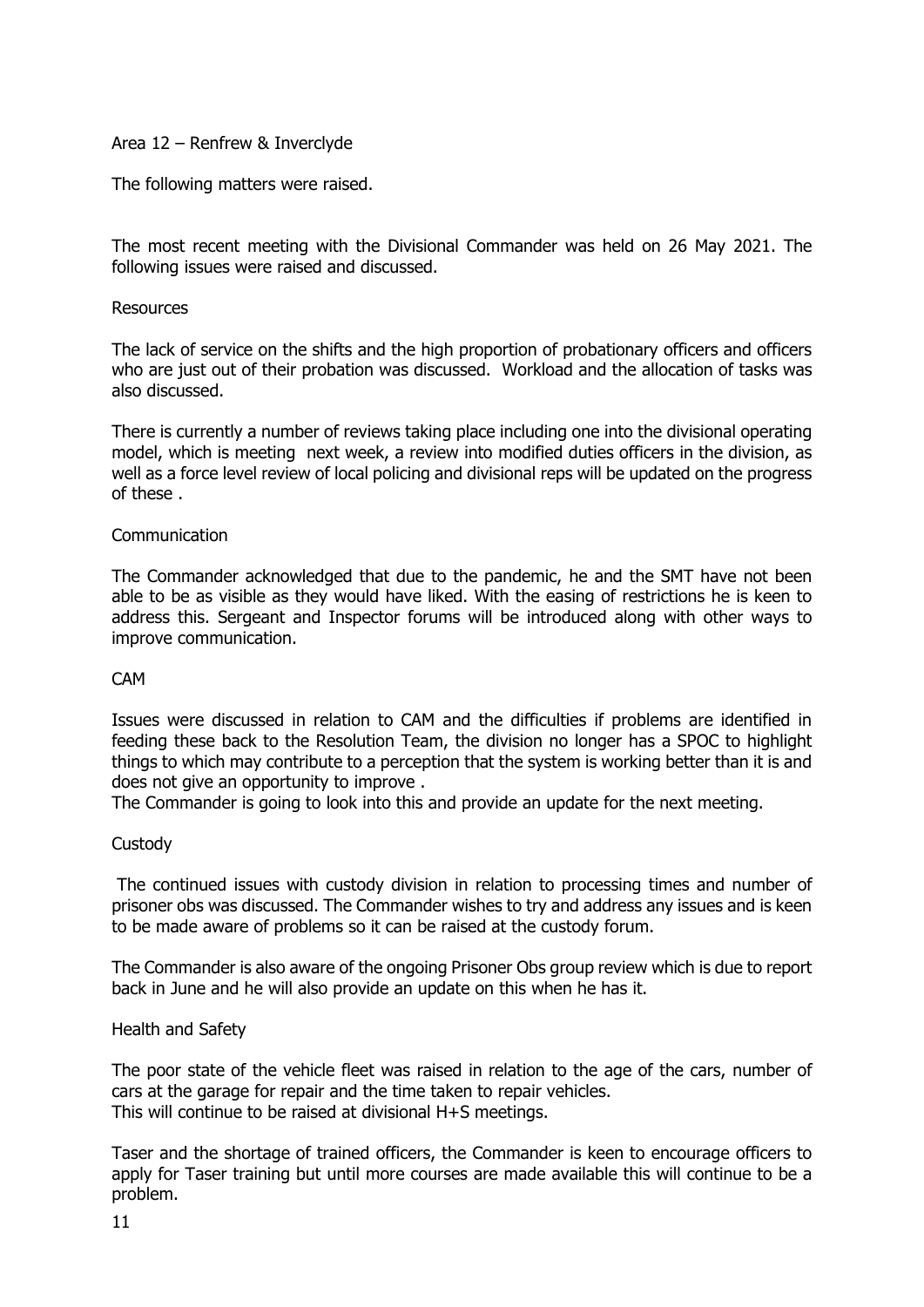Area 12 – Renfrew & Inverclyde

The following matters were raised.

The most recent meeting with the Divisional Commander was held on 26 May 2021. The following issues were raised and discussed.

Resources

The lack of service on the shifts and the high proportion of probationary officers and officers who are just out of their probation was discussed. Workload and the allocation of tasks was also discussed.

There is currently a number of reviews taking place including one into the divisional operating model, which is meeting next week, a review into modified duties officers in the division, as well as a force level review of local policing and divisional reps will be updated on the progress of these .

Communication

The Commander acknowledged that due to the pandemic, he and the SMT have not been able to be as visible as they would have liked. With the easing of restrictions he is keen to address this. Sergeant and Inspector forums will be introduced along with other ways to improve communication.

CAM

Issues were discussed in relation to CAM and the difficulties if problems are identified in feeding these back to the Resolution Team, the division no longer has a SPOC to highlight things to which may contribute to a perception that the system is working better than it is and does not give an opportunity to improve .
The Commander is going to look into this and provide an update for the next meeting.

Custody

The continued issues with custody division in relation to processing times and number of prisoner obs was discussed. The Commander wishes to try and address any issues and is keen to be made aware of problems so it can be raised at the custody forum.

The Commander is also aware of the ongoing Prisoner Obs group review which is due to report back in June and he will also provide an update on this when he has it.

Health and Safety

The poor state of the vehicle fleet was raised in relation to the age of the cars, number of cars at the garage for repair and the time taken to repair vehicles.
This will continue to be raised at divisional H+S meetings.

Taser and the shortage of trained officers, the Commander is keen to encourage officers to apply for Taser training but until more courses are made available this will continue to be a problem.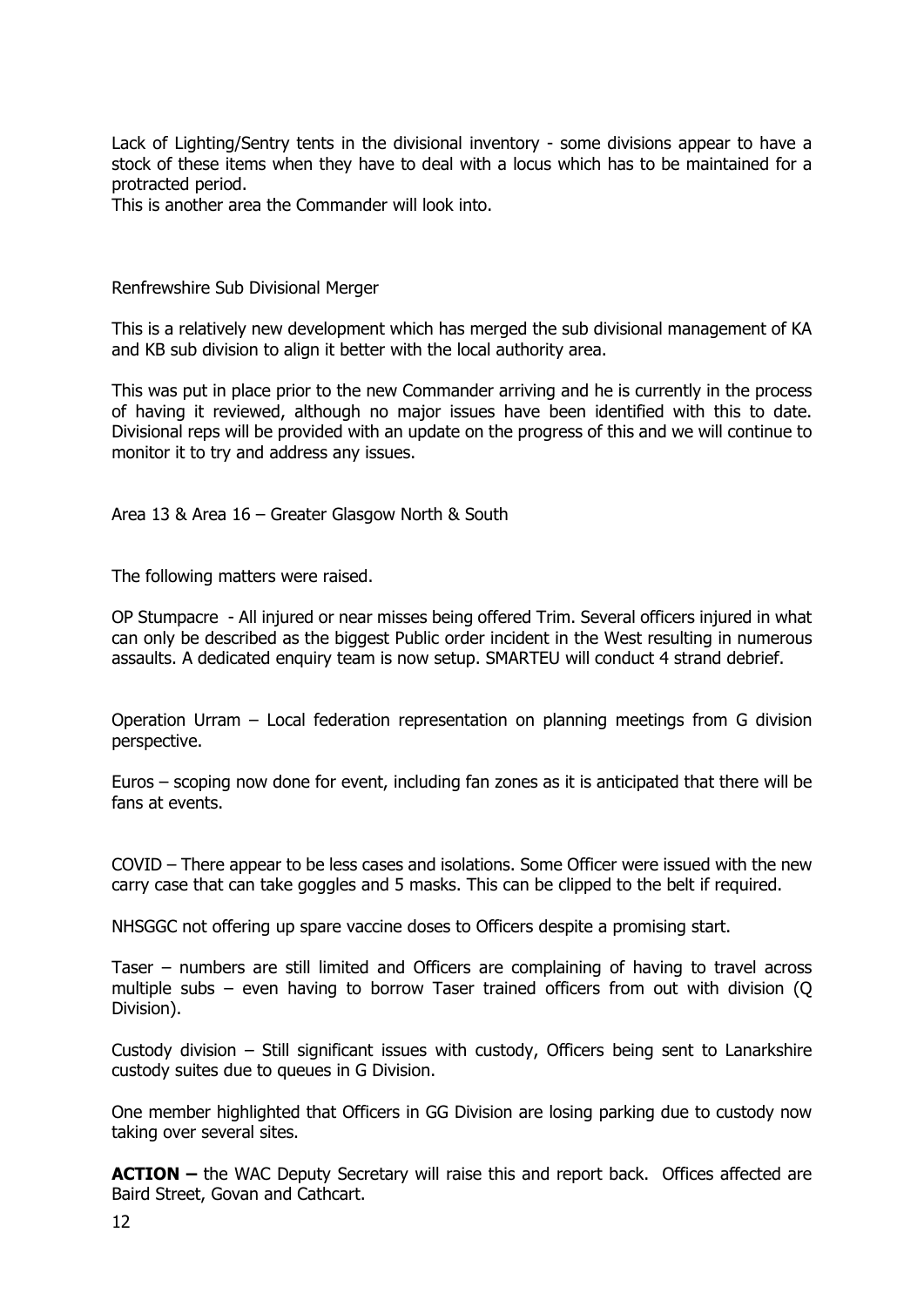Lack of Lighting/Sentry tents in the divisional inventory - some divisions appear to have a stock of these items when they have to deal with a locus which has to be maintained for a protracted period.
This is another area the Commander will look into.

Renfrewshire Sub Divisional Merger

This is a relatively new development which has merged the sub divisional management of KA and KB sub division to align it better with the local authority area.

This was put in place prior to the new Commander arriving and he is currently in the process of having it reviewed, although no major issues have been identified with this to date. Divisional reps will be provided with an update on the progress of this and we will continue to monitor it to try and address any issues.

Area 13 & Area 16 – Greater Glasgow North & South

The following matters were raised.

OP Stumpacre - All injured or near misses being offered Trim. Several officers injured in what can only be described as the biggest Public order incident in the West resulting in numerous assaults. A dedicated enquiry team is now setup. SMARTEU will conduct 4 strand debrief.

Operation Urram – Local federation representation on planning meetings from G division perspective.

Euros – scoping now done for event, including fan zones as it is anticipated that there will be fans at events.

COVID – There appear to be less cases and isolations. Some Officer were issued with the new carry case that can take goggles and 5 masks. This can be clipped to the belt if required.

NHSGGC not offering up spare vaccine doses to Officers despite a promising start.

Taser – numbers are still limited and Officers are complaining of having to travel across multiple subs – even having to borrow Taser trained officers from out with division (Q Division).

Custody division – Still significant issues with custody, Officers being sent to Lanarkshire custody suites due to queues in G Division.

One member highlighted that Officers in GG Division are losing parking due to custody now taking over several sites.

**ACTION –** the WAC Deputy Secretary will raise this and report back. Offices affected are Baird Street, Govan and Cathcart.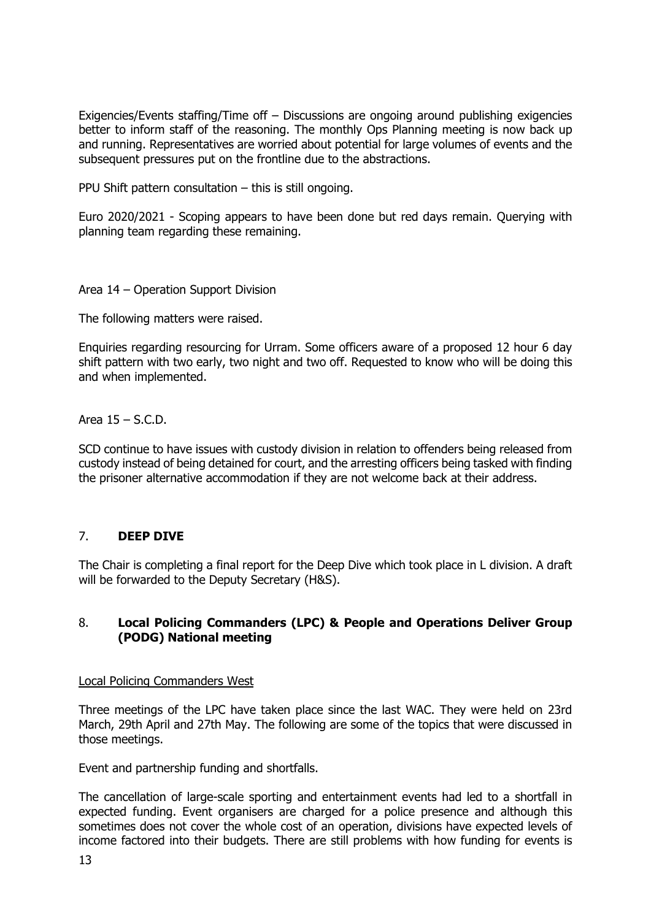Exigencies/Events staffing/Time off – Discussions are ongoing around publishing exigencies better to inform staff of the reasoning. The monthly Ops Planning meeting is now back up and running. Representatives are worried about potential for large volumes of events and the subsequent pressures put on the frontline due to the abstractions.

PPU Shift pattern consultation – this is still ongoing.

Euro 2020/2021 - Scoping appears to have been done but red days remain. Querying with planning team regarding these remaining.

Area 14 – Operation Support Division

The following matters were raised.

Enquiries regarding resourcing for Urram. Some officers aware of a proposed 12 hour 6 day shift pattern with two early, two night and two off. Requested to know who will be doing this and when implemented.

Area 15 – S.C.D.

SCD continue to have issues with custody division in relation to offenders being released from custody instead of being detained for court, and the arresting officers being tasked with finding the prisoner alternative accommodation if they are not welcome back at their address.

## 7. **DEEP DIVE**

The Chair is completing a final report for the Deep Dive which took place in L division. A draft will be forwarded to the Deputy Secretary (H&S).

## 8. **Local Policing Commanders (LPC) & People and Operations Deliver Group (PODG) National meeting**

Local Policing Commanders West

Three meetings of the LPC have taken place since the last WAC. They were held on 23rd March, 29th April and 27th May. The following are some of the topics that were discussed in those meetings.

Event and partnership funding and shortfalls.

The cancellation of large-scale sporting and entertainment events had led to a shortfall in expected funding. Event organisers are charged for a police presence and although this sometimes does not cover the whole cost of an operation, divisions have expected levels of income factored into their budgets. There are still problems with how funding for events is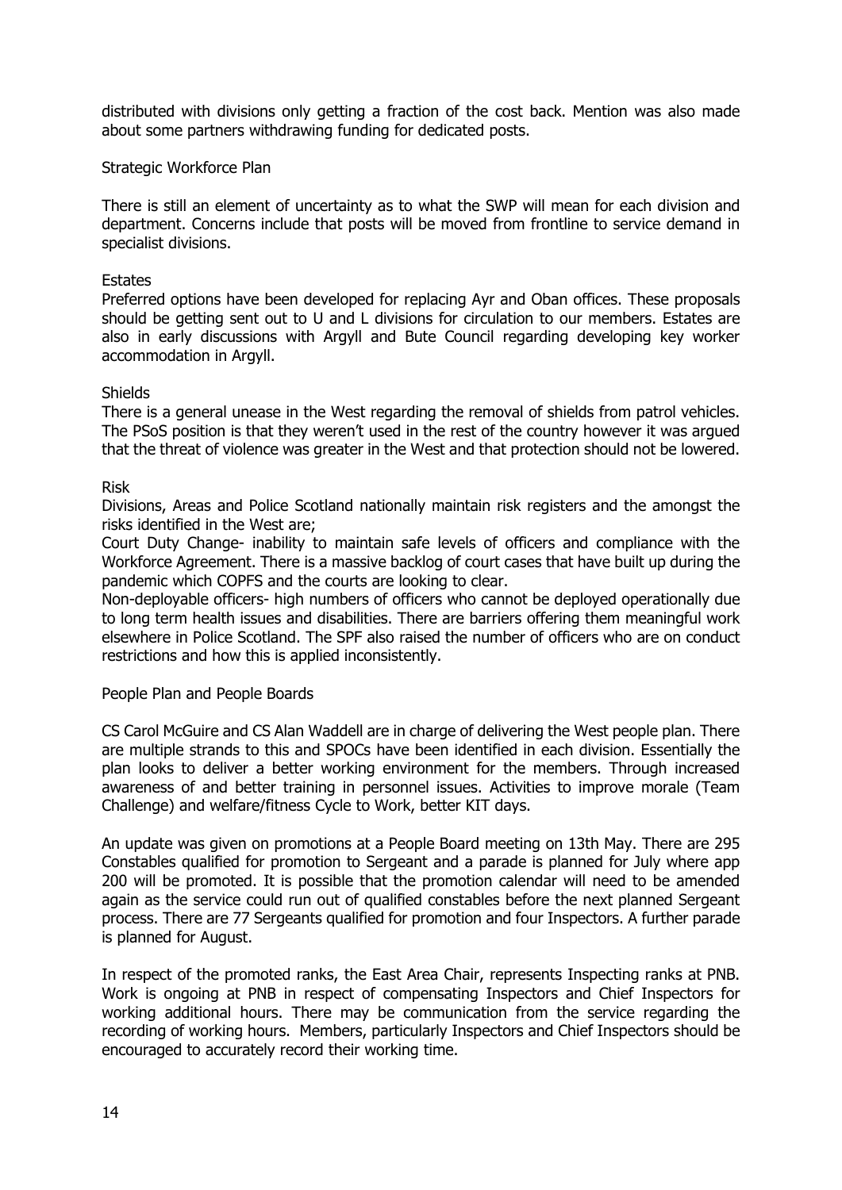distributed with divisions only getting a fraction of the cost back. Mention was also made about some partners withdrawing funding for dedicated posts.

Strategic Workforce Plan

There is still an element of uncertainty as to what the SWP will mean for each division and department. Concerns include that posts will be moved from frontline to service demand in specialist divisions.

Estates

Preferred options have been developed for replacing Ayr and Oban offices. These proposals should be getting sent out to U and L divisions for circulation to our members. Estates are also in early discussions with Argyll and Bute Council regarding developing key worker accommodation in Argyll.

Shields

There is a general unease in the West regarding the removal of shields from patrol vehicles. The PSoS position is that they weren't used in the rest of the country however it was argued that the threat of violence was greater in the West and that protection should not be lowered.

Risk

Divisions, Areas and Police Scotland nationally maintain risk registers and the amongst the risks identified in the West are;

Court Duty Change- inability to maintain safe levels of officers and compliance with the Workforce Agreement. There is a massive backlog of court cases that have built up during the pandemic which COPFS and the courts are looking to clear.

Non-deployable officers- high numbers of officers who cannot be deployed operationally due to long term health issues and disabilities. There are barriers offering them meaningful work elsewhere in Police Scotland. The SPF also raised the number of officers who are on conduct restrictions and how this is applied inconsistently.

People Plan and People Boards

CS Carol McGuire and CS Alan Waddell are in charge of delivering the West people plan. There are multiple strands to this and SPOCs have been identified in each division. Essentially the plan looks to deliver a better working environment for the members. Through increased awareness of and better training in personnel issues. Activities to improve morale (Team Challenge) and welfare/fitness Cycle to Work, better KIT days.

An update was given on promotions at a People Board meeting on 13th May. There are 295 Constables qualified for promotion to Sergeant and a parade is planned for July where app 200 will be promoted. It is possible that the promotion calendar will need to be amended again as the service could run out of qualified constables before the next planned Sergeant process. There are 77 Sergeants qualified for promotion and four Inspectors. A further parade is planned for August.

In respect of the promoted ranks, the East Area Chair, represents Inspecting ranks at PNB. Work is ongoing at PNB in respect of compensating Inspectors and Chief Inspectors for working additional hours. There may be communication from the service regarding the recording of working hours. Members, particularly Inspectors and Chief Inspectors should be encouraged to accurately record their working time.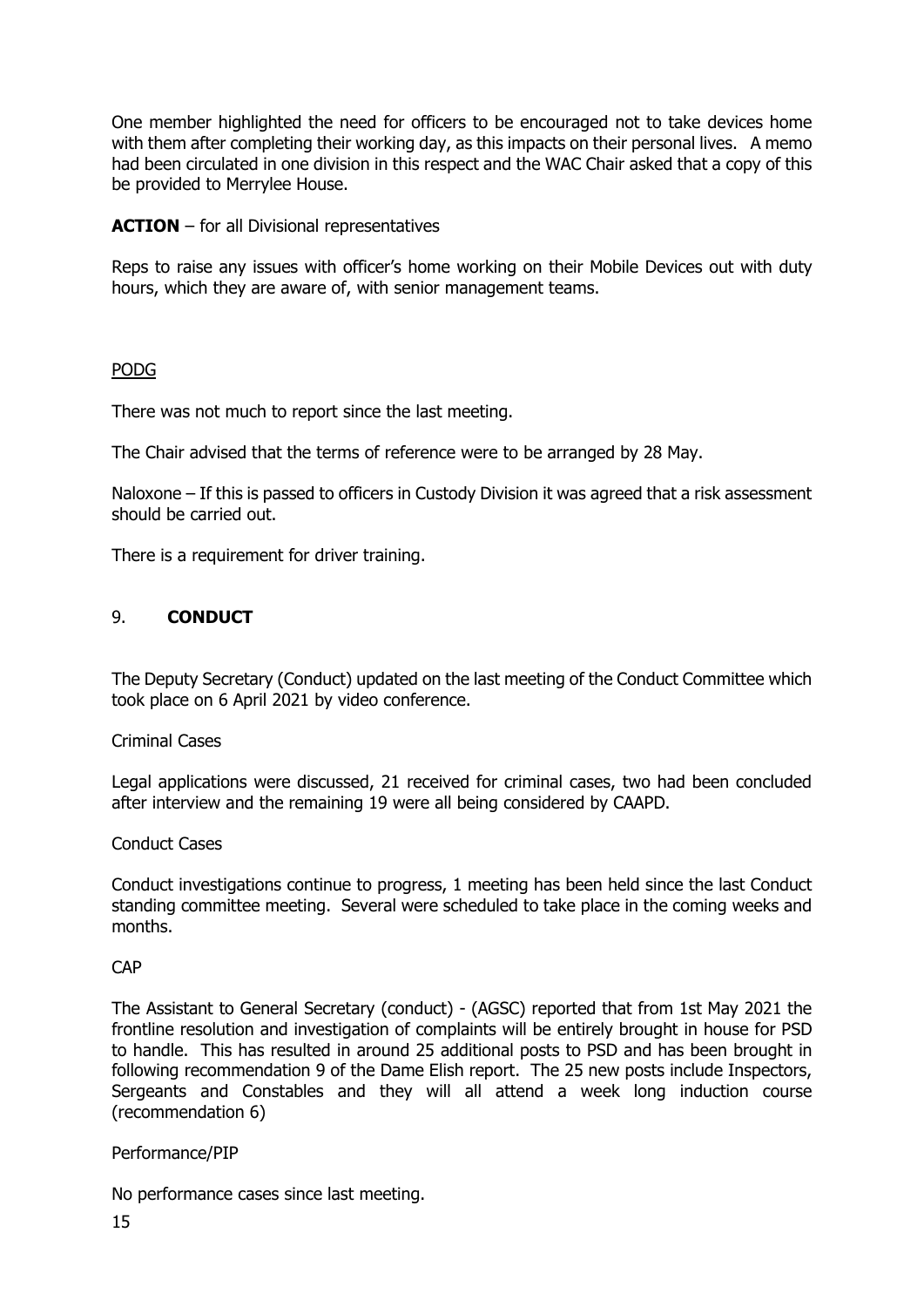One member highlighted the need for officers to be encouraged not to take devices home with them after completing their working day, as this impacts on their personal lives. A memo had been circulated in one division in this respect and the WAC Chair asked that a copy of this be provided to Merrylee House.

**ACTION** – for all Divisional representatives

Reps to raise any issues with officer's home working on their Mobile Devices out with duty hours, which they are aware of, with senior management teams.

PODG

There was not much to report since the last meeting.

The Chair advised that the terms of reference were to be arranged by 28 May.

Naloxone – If this is passed to officers in Custody Division it was agreed that a risk assessment should be carried out.

There is a requirement for driver training.

## 9. **CONDUCT**

The Deputy Secretary (Conduct) updated on the last meeting of the Conduct Committee which took place on 6 April 2021 by video conference.

Criminal Cases

Legal applications were discussed, 21 received for criminal cases, two had been concluded after interview and the remaining 19 were all being considered by CAAPD.

Conduct Cases

Conduct investigations continue to progress, 1 meeting has been held since the last Conduct standing committee meeting. Several were scheduled to take place in the coming weeks and months.

CAP

The Assistant to General Secretary (conduct) - (AGSC) reported that from 1st May 2021 the frontline resolution and investigation of complaints will be entirely brought in house for PSD to handle. This has resulted in around 25 additional posts to PSD and has been brought in following recommendation 9 of the Dame Elish report. The 25 new posts include Inspectors, Sergeants and Constables and they will all attend a week long induction course (recommendation 6)

Performance/PIP

No performance cases since last meeting.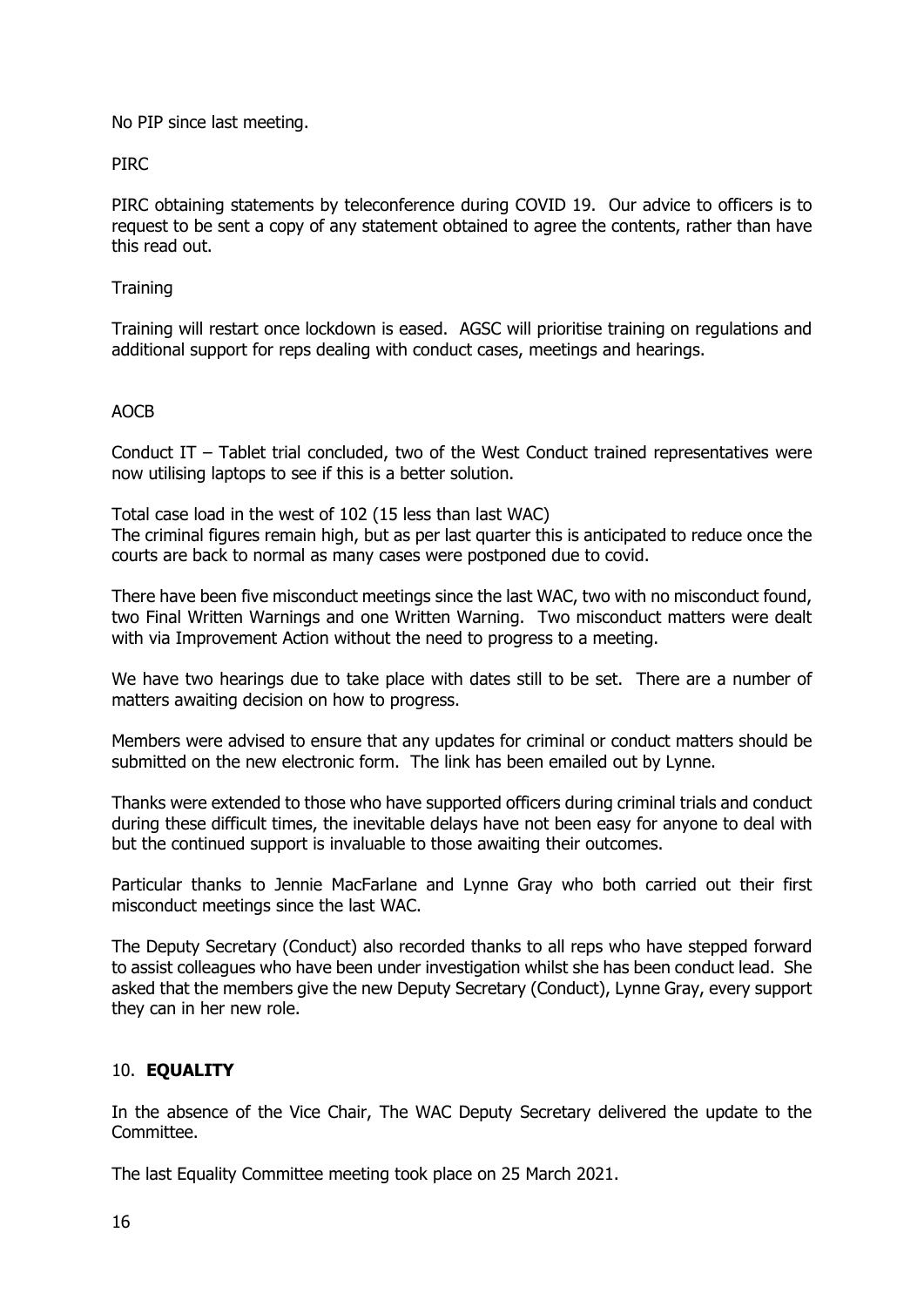No PIP since last meeting.

PIRC

PIRC obtaining statements by teleconference during COVID 19. Our advice to officers is to request to be sent a copy of any statement obtained to agree the contents, rather than have this read out.

Training

Training will restart once lockdown is eased. AGSC will prioritise training on regulations and additional support for reps dealing with conduct cases, meetings and hearings.

AOCB

Conduct IT – Tablet trial concluded, two of the West Conduct trained representatives were now utilising laptops to see if this is a better solution.

Total case load in the west of 102 (15 less than last WAC)
The criminal figures remain high, but as per last quarter this is anticipated to reduce once the courts are back to normal as many cases were postponed due to covid.

There have been five misconduct meetings since the last WAC, two with no misconduct found, two Final Written Warnings and one Written Warning. Two misconduct matters were dealt with via Improvement Action without the need to progress to a meeting.

We have two hearings due to take place with dates still to be set. There are a number of matters awaiting decision on how to progress.

Members were advised to ensure that any updates for criminal or conduct matters should be submitted on the new electronic form. The link has been emailed out by Lynne.

Thanks were extended to those who have supported officers during criminal trials and conduct during these difficult times, the inevitable delays have not been easy for anyone to deal with but the continued support is invaluable to those awaiting their outcomes.

Particular thanks to Jennie MacFarlane and Lynne Gray who both carried out their first misconduct meetings since the last WAC.

The Deputy Secretary (Conduct) also recorded thanks to all reps who have stepped forward to assist colleagues who have been under investigation whilst she has been conduct lead. She asked that the members give the new Deputy Secretary (Conduct), Lynne Gray, every support they can in her new role.

## 10. **EQUALITY**

In the absence of the Vice Chair, The WAC Deputy Secretary delivered the update to the Committee.

The last Equality Committee meeting took place on 25 March 2021.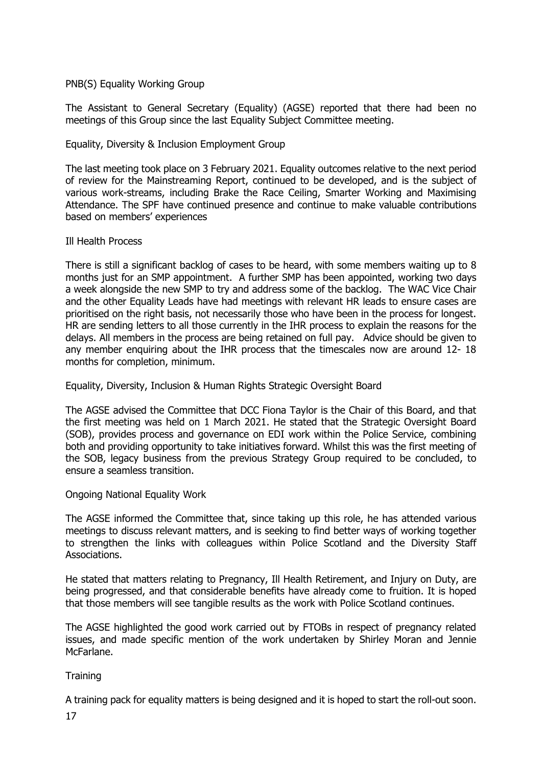PNB(S) Equality Working Group

The Assistant to General Secretary (Equality) (AGSE) reported that there had been no meetings of this Group since the last Equality Subject Committee meeting.

Equality, Diversity & Inclusion Employment Group

The last meeting took place on 3 February 2021. Equality outcomes relative to the next period of review for the Mainstreaming Report, continued to be developed, and is the subject of various work-streams, including Brake the Race Ceiling, Smarter Working and Maximising Attendance. The SPF have continued presence and continue to make valuable contributions based on members' experiences

Ill Health Process

There is still a significant backlog of cases to be heard, with some members waiting up to 8 months just for an SMP appointment. A further SMP has been appointed, working two days a week alongside the new SMP to try and address some of the backlog. The WAC Vice Chair and the other Equality Leads have had meetings with relevant HR leads to ensure cases are prioritised on the right basis, not necessarily those who have been in the process for longest. HR are sending letters to all those currently in the IHR process to explain the reasons for the delays. All members in the process are being retained on full pay. Advice should be given to any member enquiring about the IHR process that the timescales now are around 12- 18 months for completion, minimum.

Equality, Diversity, Inclusion & Human Rights Strategic Oversight Board

The AGSE advised the Committee that DCC Fiona Taylor is the Chair of this Board, and that the first meeting was held on 1 March 2021. He stated that the Strategic Oversight Board (SOB), provides process and governance on EDI work within the Police Service, combining both and providing opportunity to take initiatives forward. Whilst this was the first meeting of the SOB, legacy business from the previous Strategy Group required to be concluded, to ensure a seamless transition.

Ongoing National Equality Work

The AGSE informed the Committee that, since taking up this role, he has attended various meetings to discuss relevant matters, and is seeking to find better ways of working together to strengthen the links with colleagues within Police Scotland and the Diversity Staff Associations.

He stated that matters relating to Pregnancy, Ill Health Retirement, and Injury on Duty, are being progressed, and that considerable benefits have already come to fruition. It is hoped that those members will see tangible results as the work with Police Scotland continues.

The AGSE highlighted the good work carried out by FTOBs in respect of pregnancy related issues, and made specific mention of the work undertaken by Shirley Moran and Jennie McFarlane.

Training

A training pack for equality matters is being designed and it is hoped to start the roll-out soon.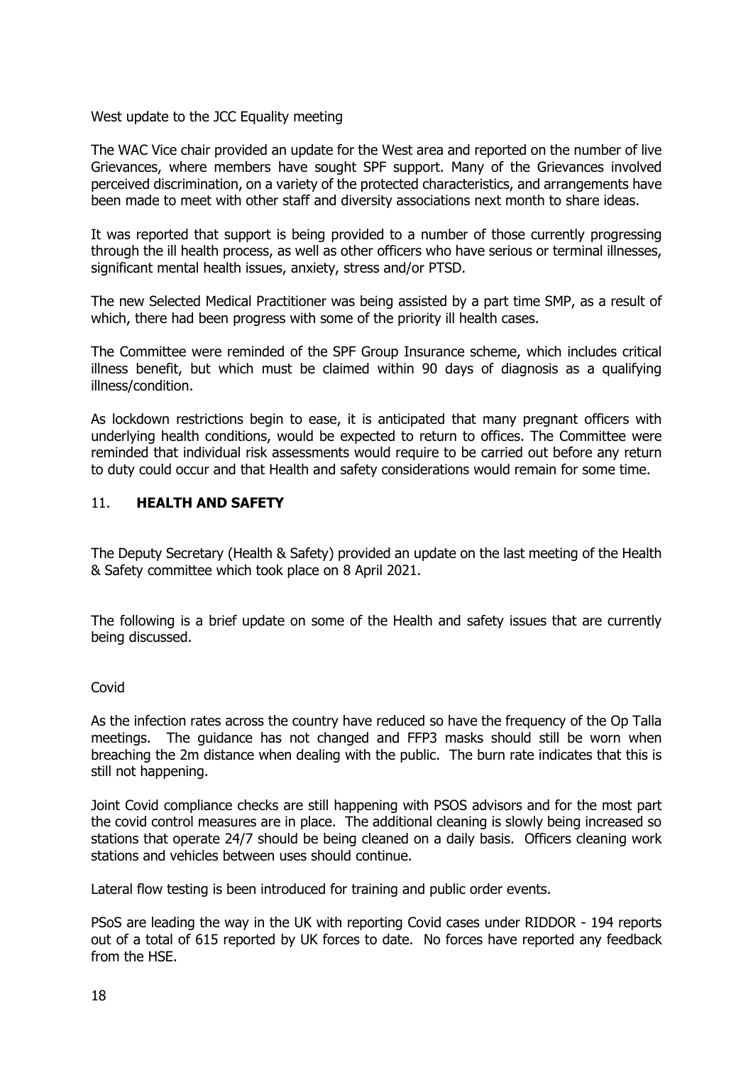West update to the JCC Equality meeting

The WAC Vice chair provided an update for the West area and reported on the number of live Grievances, where members have sought SPF support. Many of the Grievances involved perceived discrimination, on a variety of the protected characteristics, and arrangements have been made to meet with other staff and diversity associations next month to share ideas.

It was reported that support is being provided to a number of those currently progressing through the ill health process, as well as other officers who have serious or terminal illnesses, significant mental health issues, anxiety, stress and/or PTSD.

The new Selected Medical Practitioner was being assisted by a part time SMP, as a result of which, there had been progress with some of the priority ill health cases.

The Committee were reminded of the SPF Group Insurance scheme, which includes critical illness benefit, but which must be claimed within 90 days of diagnosis as a qualifying illness/condition.

As lockdown restrictions begin to ease, it is anticipated that many pregnant officers with underlying health conditions, would be expected to return to offices. The Committee were reminded that individual risk assessments would require to be carried out before any return to duty could occur and that Health and safety considerations would remain for some time.

## 11. **HEALTH AND SAFETY**

The Deputy Secretary (Health & Safety) provided an update on the last meeting of the Health & Safety committee which took place on 8 April 2021.

The following is a brief update on some of the Health and safety issues that are currently being discussed.

Covid

As the infection rates across the country have reduced so have the frequency of the Op Talla meetings. The guidance has not changed and FFP3 masks should still be worn when breaching the 2m distance when dealing with the public. The burn rate indicates that this is still not happening.

Joint Covid compliance checks are still happening with PSOS advisors and for the most part the covid control measures are in place. The additional cleaning is slowly being increased so stations that operate 24/7 should be being cleaned on a daily basis. Officers cleaning work stations and vehicles between uses should continue.

Lateral flow testing is been introduced for training and public order events.

PSoS are leading the way in the UK with reporting Covid cases under RIDDOR - 194 reports out of a total of 615 reported by UK forces to date. No forces have reported any feedback from the HSE.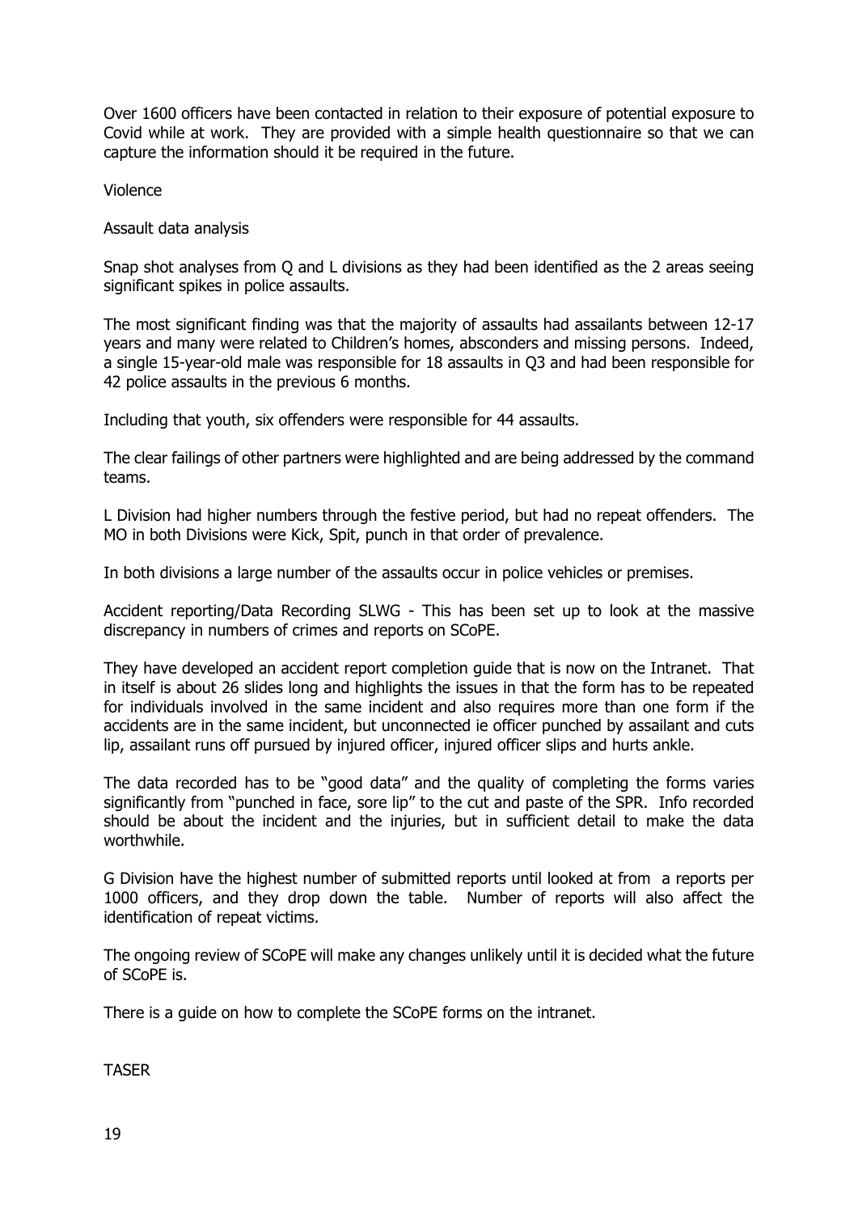Over 1600 officers have been contacted in relation to their exposure of potential exposure to Covid while at work. They are provided with a simple health questionnaire so that we can capture the information should it be required in the future.

Violence

Assault data analysis

Snap shot analyses from Q and L divisions as they had been identified as the 2 areas seeing significant spikes in police assaults.

The most significant finding was that the majority of assaults had assailants between 12-17 years and many were related to Children's homes, absconders and missing persons. Indeed, a single 15-year-old male was responsible for 18 assaults in Q3 and had been responsible for 42 police assaults in the previous 6 months.

Including that youth, six offenders were responsible for 44 assaults.

The clear failings of other partners were highlighted and are being addressed by the command teams.

L Division had higher numbers through the festive period, but had no repeat offenders. The MO in both Divisions were Kick, Spit, punch in that order of prevalence.

In both divisions a large number of the assaults occur in police vehicles or premises.

Accident reporting/Data Recording SLWG - This has been set up to look at the massive discrepancy in numbers of crimes and reports on SCoPE.

They have developed an accident report completion guide that is now on the Intranet. That in itself is about 26 slides long and highlights the issues in that the form has to be repeated for individuals involved in the same incident and also requires more than one form if the accidents are in the same incident, but unconnected ie officer punched by assailant and cuts lip, assailant runs off pursued by injured officer, injured officer slips and hurts ankle.

The data recorded has to be "good data" and the quality of completing the forms varies significantly from "punched in face, sore lip" to the cut and paste of the SPR. Info recorded should be about the incident and the injuries, but in sufficient detail to make the data worthwhile.

G Division have the highest number of submitted reports until looked at from a reports per 1000 officers, and they drop down the table. Number of reports will also affect the identification of repeat victims.

The ongoing review of SCoPE will make any changes unlikely until it is decided what the future of SCoPE is.

There is a guide on how to complete the SCoPE forms on the intranet.

TASER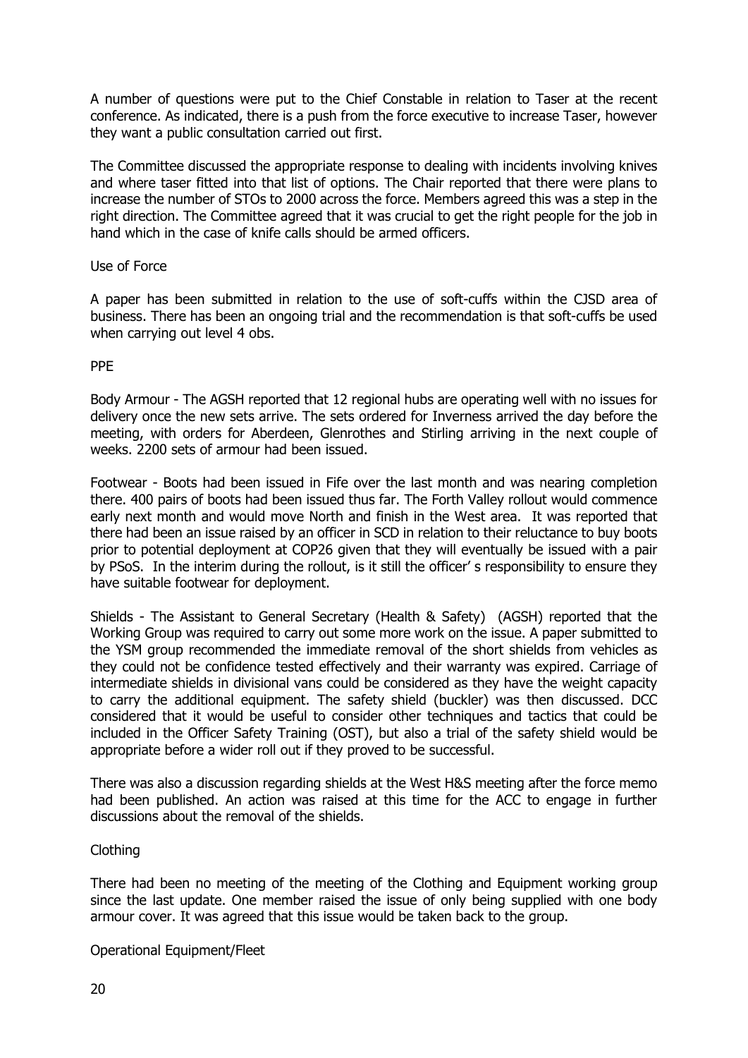A number of questions were put to the Chief Constable in relation to Taser at the recent conference. As indicated, there is a push from the force executive to increase Taser, however they want a public consultation carried out first.

The Committee discussed the appropriate response to dealing with incidents involving knives and where taser fitted into that list of options. The Chair reported that there were plans to increase the number of STOs to 2000 across the force. Members agreed this was a step in the right direction. The Committee agreed that it was crucial to get the right people for the job in hand which in the case of knife calls should be armed officers.

Use of Force

A paper has been submitted in relation to the use of soft-cuffs within the CJSD area of business. There has been an ongoing trial and the recommendation is that soft-cuffs be used when carrying out level 4 obs.

PPE

Body Armour - The AGSH reported that 12 regional hubs are operating well with no issues for delivery once the new sets arrive. The sets ordered for Inverness arrived the day before the meeting, with orders for Aberdeen, Glenrothes and Stirling arriving in the next couple of weeks. 2200 sets of armour had been issued.

Footwear - Boots had been issued in Fife over the last month and was nearing completion there. 400 pairs of boots had been issued thus far. The Forth Valley rollout would commence early next month and would move North and finish in the West area. It was reported that there had been an issue raised by an officer in SCD in relation to their reluctance to buy boots prior to potential deployment at COP26 given that they will eventually be issued with a pair by PSoS. In the interim during the rollout, is it still the officer' s responsibility to ensure they have suitable footwear for deployment.

Shields - The Assistant to General Secretary (Health & Safety) (AGSH) reported that the Working Group was required to carry out some more work on the issue. A paper submitted to the YSM group recommended the immediate removal of the short shields from vehicles as they could not be confidence tested effectively and their warranty was expired. Carriage of intermediate shields in divisional vans could be considered as they have the weight capacity to carry the additional equipment. The safety shield (buckler) was then discussed. DCC considered that it would be useful to consider other techniques and tactics that could be included in the Officer Safety Training (OST), but also a trial of the safety shield would be appropriate before a wider roll out if they proved to be successful.

There was also a discussion regarding shields at the West H&S meeting after the force memo had been published. An action was raised at this time for the ACC to engage in further discussions about the removal of the shields.

Clothing

There had been no meeting of the meeting of the Clothing and Equipment working group since the last update. One member raised the issue of only being supplied with one body armour cover. It was agreed that this issue would be taken back to the group.

Operational Equipment/Fleet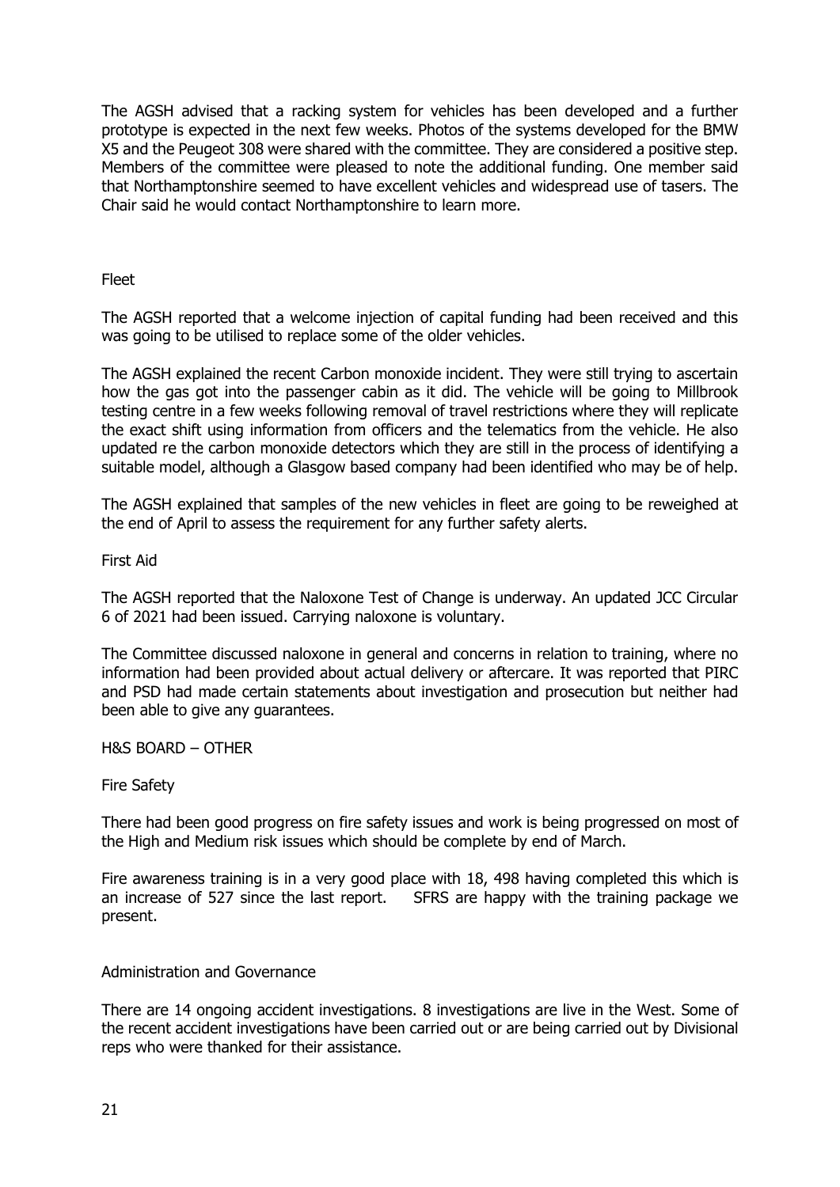The AGSH advised that a racking system for vehicles has been developed and a further prototype is expected in the next few weeks. Photos of the systems developed for the BMW X5 and the Peugeot 308 were shared with the committee. They are considered a positive step. Members of the committee were pleased to note the additional funding. One member said that Northamptonshire seemed to have excellent vehicles and widespread use of tasers. The Chair said he would contact Northamptonshire to learn more.

Fleet

The AGSH reported that a welcome injection of capital funding had been received and this was going to be utilised to replace some of the older vehicles.

The AGSH explained the recent Carbon monoxide incident. They were still trying to ascertain how the gas got into the passenger cabin as it did. The vehicle will be going to Millbrook testing centre in a few weeks following removal of travel restrictions where they will replicate the exact shift using information from officers and the telematics from the vehicle. He also updated re the carbon monoxide detectors which they are still in the process of identifying a suitable model, although a Glasgow based company had been identified who may be of help.

The AGSH explained that samples of the new vehicles in fleet are going to be reweighed at the end of April to assess the requirement for any further safety alerts.

First Aid

The AGSH reported that the Naloxone Test of Change is underway. An updated JCC Circular 6 of 2021 had been issued. Carrying naloxone is voluntary.

The Committee discussed naloxone in general and concerns in relation to training, where no information had been provided about actual delivery or aftercare. It was reported that PIRC and PSD had made certain statements about investigation and prosecution but neither had been able to give any guarantees.

H&S BOARD – OTHER

Fire Safety

There had been good progress on fire safety issues and work is being progressed on most of the High and Medium risk issues which should be complete by end of March.

Fire awareness training is in a very good place with 18, 498 having completed this which is an increase of 527 since the last report. SFRS are happy with the training package we present.

Administration and Governance

There are 14 ongoing accident investigations. 8 investigations are live in the West. Some of the recent accident investigations have been carried out or are being carried out by Divisional reps who were thanked for their assistance.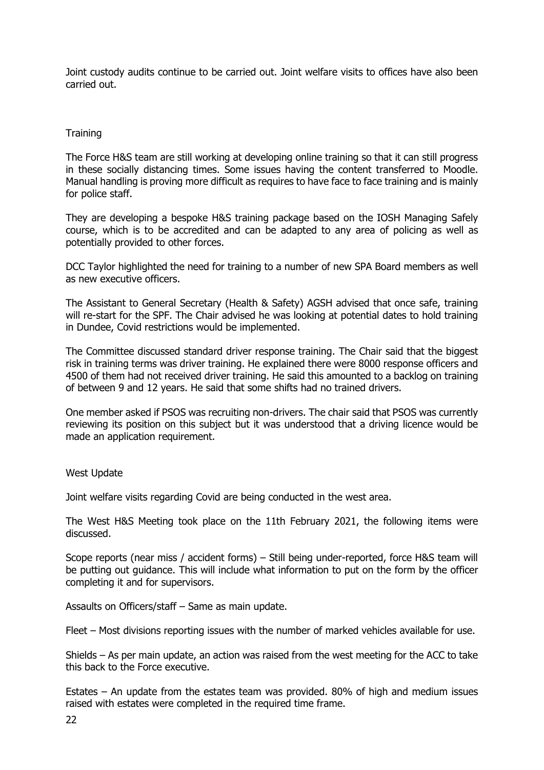Joint custody audits continue to be carried out. Joint welfare visits to offices have also been carried out.

## Training

The Force H&S team are still working at developing online training so that it can still progress in these socially distancing times. Some issues having the content transferred to Moodle. Manual handling is proving more difficult as requires to have face to face training and is mainly for police staff.

They are developing a bespoke H&S training package based on the IOSH Managing Safely course, which is to be accredited and can be adapted to any area of policing as well as potentially provided to other forces.

DCC Taylor highlighted the need for training to a number of new SPA Board members as well as new executive officers.

The Assistant to General Secretary (Health & Safety) AGSH advised that once safe, training will re-start for the SPF. The Chair advised he was looking at potential dates to hold training in Dundee, Covid restrictions would be implemented.

The Committee discussed standard driver response training. The Chair said that the biggest risk in training terms was driver training. He explained there were 8000 response officers and 4500 of them had not received driver training. He said this amounted to a backlog on training of between 9 and 12 years. He said that some shifts had no trained drivers.

One member asked if PSOS was recruiting non-drivers. The chair said that PSOS was currently reviewing its position on this subject but it was understood that a driving licence would be made an application requirement.

## West Update

Joint welfare visits regarding Covid are being conducted in the west area.

The West H&S Meeting took place on the 11th February 2021, the following items were discussed.

Scope reports (near miss / accident forms) – Still being under-reported, force H&S team will be putting out guidance. This will include what information to put on the form by the officer completing it and for supervisors.

Assaults on Officers/staff – Same as main update.

Fleet – Most divisions reporting issues with the number of marked vehicles available for use.

Shields – As per main update, an action was raised from the west meeting for the ACC to take this back to the Force executive.

Estates – An update from the estates team was provided. 80% of high and medium issues raised with estates were completed in the required time frame.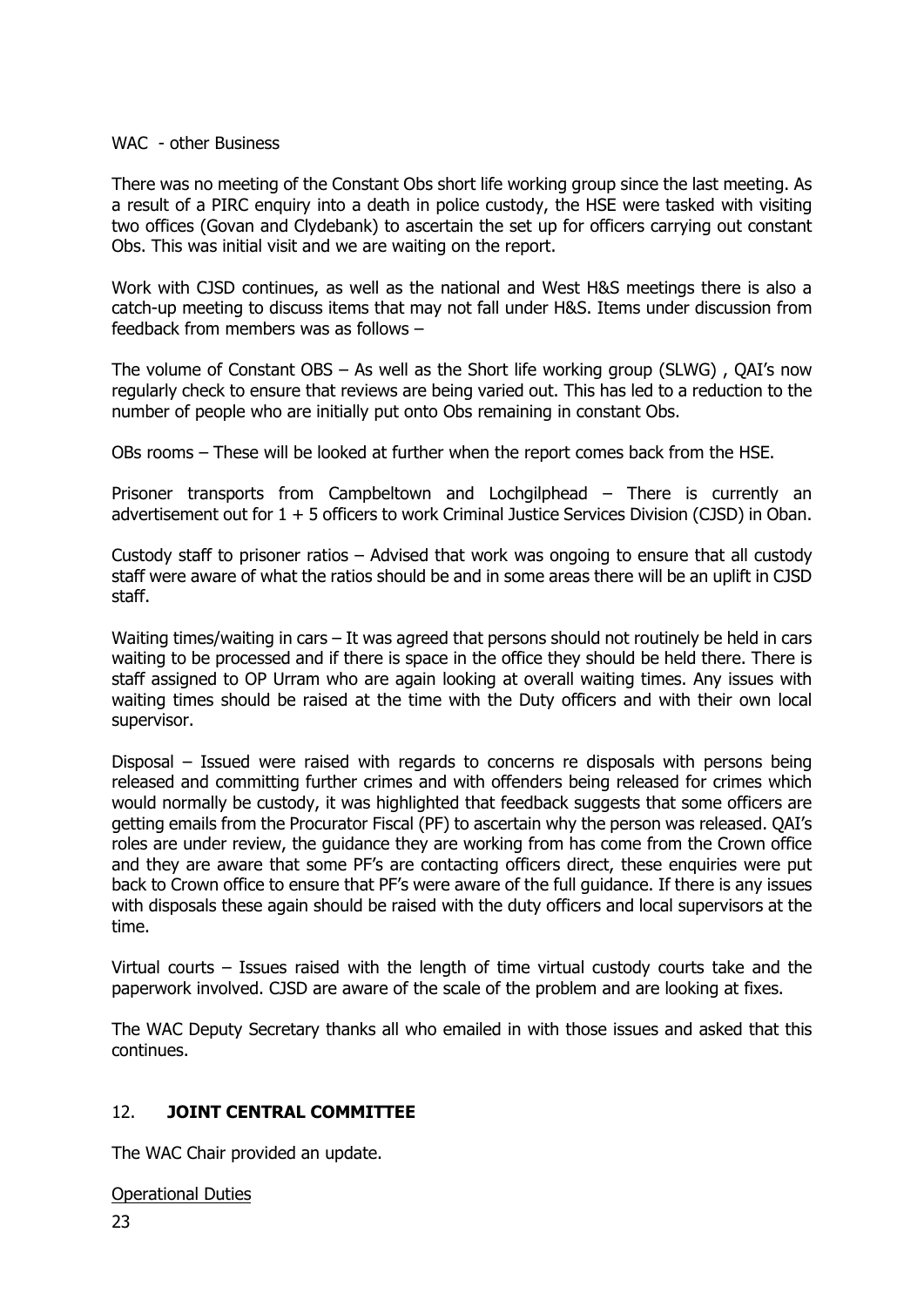WAC - other Business

There was no meeting of the Constant Obs short life working group since the last meeting. As a result of a PIRC enquiry into a death in police custody, the HSE were tasked with visiting two offices (Govan and Clydebank) to ascertain the set up for officers carrying out constant Obs. This was initial visit and we are waiting on the report.

Work with CJSD continues, as well as the national and West H&S meetings there is also a catch-up meeting to discuss items that may not fall under H&S. Items under discussion from feedback from members was as follows –

The volume of Constant OBS – As well as the Short life working group (SLWG) , QAI's now regularly check to ensure that reviews are being varied out. This has led to a reduction to the number of people who are initially put onto Obs remaining in constant Obs.

OBs rooms – These will be looked at further when the report comes back from the HSE.

Prisoner transports from Campbeltown and Lochgilphead – There is currently an advertisement out for 1 + 5 officers to work Criminal Justice Services Division (CJSD) in Oban.

Custody staff to prisoner ratios – Advised that work was ongoing to ensure that all custody staff were aware of what the ratios should be and in some areas there will be an uplift in CJSD staff.

Waiting times/waiting in cars – It was agreed that persons should not routinely be held in cars waiting to be processed and if there is space in the office they should be held there. There is staff assigned to OP Urram who are again looking at overall waiting times. Any issues with waiting times should be raised at the time with the Duty officers and with their own local supervisor.

Disposal – Issued were raised with regards to concerns re disposals with persons being released and committing further crimes and with offenders being released for crimes which would normally be custody, it was highlighted that feedback suggests that some officers are getting emails from the Procurator Fiscal (PF) to ascertain why the person was released. QAI's roles are under review, the guidance they are working from has come from the Crown office and they are aware that some PF's are contacting officers direct, these enquiries were put back to Crown office to ensure that PF's were aware of the full guidance. If there is any issues with disposals these again should be raised with the duty officers and local supervisors at the time.

Virtual courts – Issues raised with the length of time virtual custody courts take and the paperwork involved. CJSD are aware of the scale of the problem and are looking at fixes.

The WAC Deputy Secretary thanks all who emailed in with those issues and asked that this continues.

## 12. **JOINT CENTRAL COMMITTEE**

The WAC Chair provided an update.

<u>Operational Duties</u>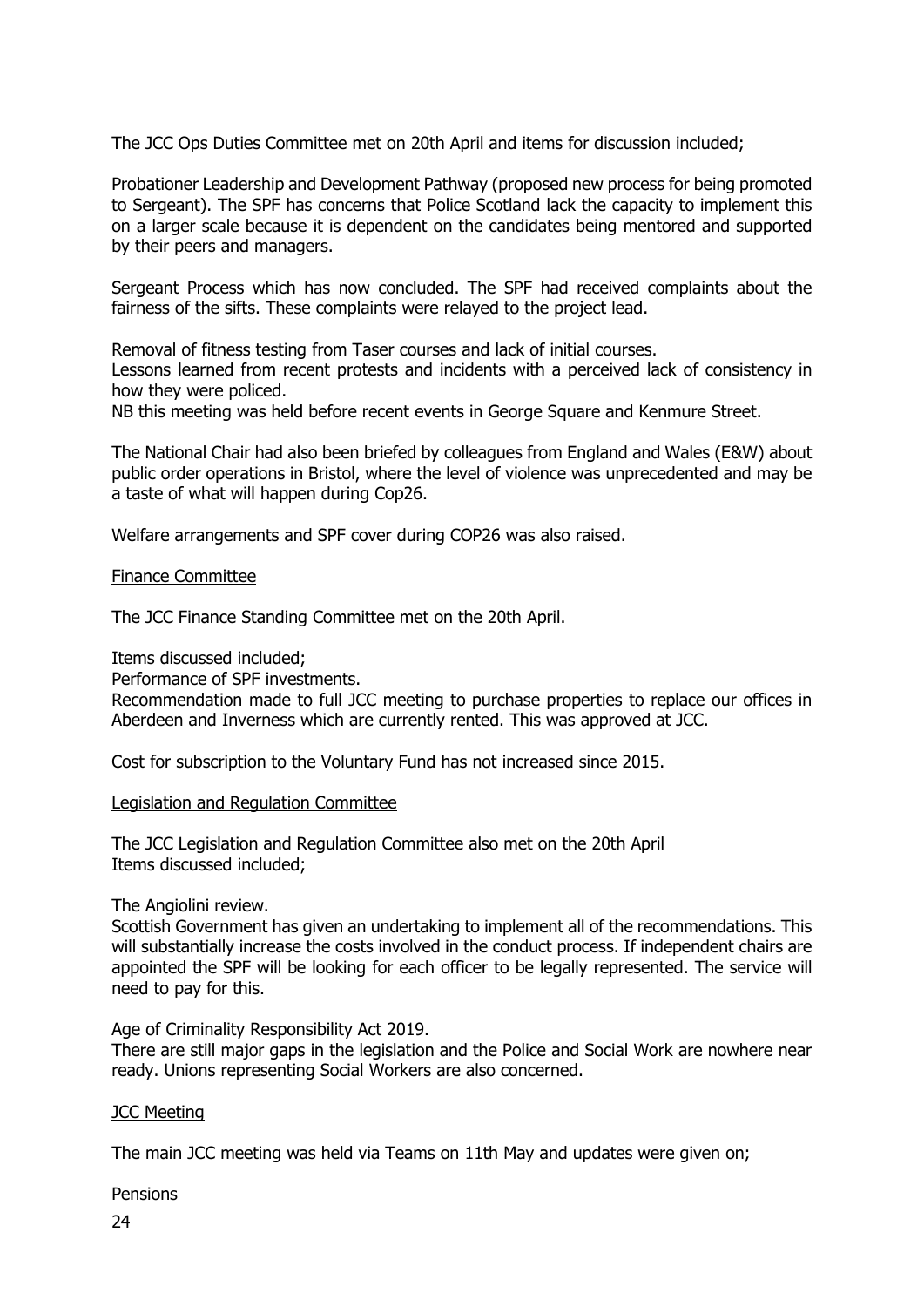The JCC Ops Duties Committee met on 20th April and items for discussion included;

Probationer Leadership and Development Pathway (proposed new process for being promoted to Sergeant). The SPF has concerns that Police Scotland lack the capacity to implement this on a larger scale because it is dependent on the candidates being mentored and supported by their peers and managers.

Sergeant Process which has now concluded. The SPF had received complaints about the fairness of the sifts. These complaints were relayed to the project lead.

Removal of fitness testing from Taser courses and lack of initial courses.
Lessons learned from recent protests and incidents with a perceived lack of consistency in how they were policed.
NB this meeting was held before recent events in George Square and Kenmure Street.

The National Chair had also been briefed by colleagues from England and Wales (E&W) about public order operations in Bristol, where the level of violence was unprecedented and may be a taste of what will happen during Cop26.

Welfare arrangements and SPF cover during COP26 was also raised.

<u>Finance Committee</u>

The JCC Finance Standing Committee met on the 20th April.

Items discussed included;
Performance of SPF investments.
Recommendation made to full JCC meeting to purchase properties to replace our offices in Aberdeen and Inverness which are currently rented. This was approved at JCC.

Cost for subscription to the Voluntary Fund has not increased since 2015.

<u>Legislation and Regulation Committee</u>

The JCC Legislation and Regulation Committee also met on the 20th April
Items discussed included;

The Angiolini review.
Scottish Government has given an undertaking to implement all of the recommendations. This will substantially increase the costs involved in the conduct process. If independent chairs are appointed the SPF will be looking for each officer to be legally represented. The service will need to pay for this.

Age of Criminality Responsibility Act 2019.
There are still major gaps in the legislation and the Police and Social Work are nowhere near ready. Unions representing Social Workers are also concerned.

<u>JCC Meeting</u>

The main JCC meeting was held via Teams on 11th May and updates were given on;

Pensions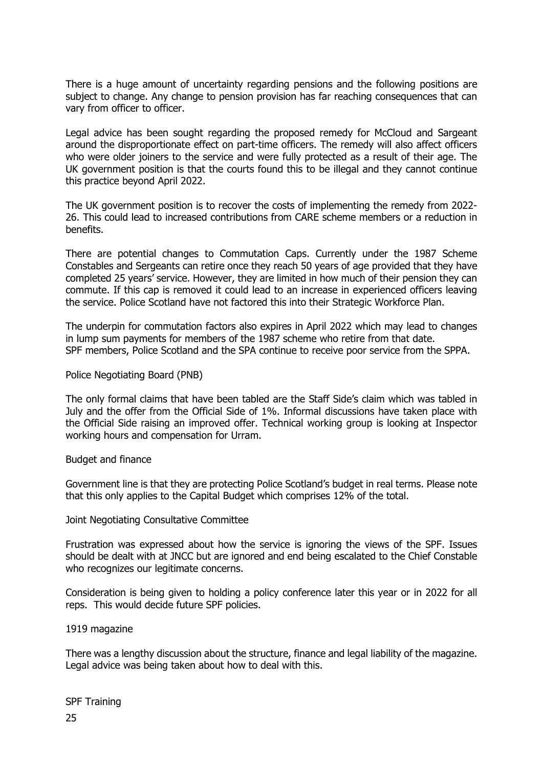There is a huge amount of uncertainty regarding pensions and the following positions are subject to change. Any change to pension provision has far reaching consequences that can vary from officer to officer.

Legal advice has been sought regarding the proposed remedy for McCloud and Sargeant around the disproportionate effect on part-time officers. The remedy will also affect officers who were older joiners to the service and were fully protected as a result of their age. The UK government position is that the courts found this to be illegal and they cannot continue this practice beyond April 2022.

The UK government position is to recover the costs of implementing the remedy from 2022-26. This could lead to increased contributions from CARE scheme members or a reduction in benefits.

There are potential changes to Commutation Caps. Currently under the 1987 Scheme Constables and Sergeants can retire once they reach 50 years of age provided that they have completed 25 years' service. However, they are limited in how much of their pension they can commute. If this cap is removed it could lead to an increase in experienced officers leaving the service. Police Scotland have not factored this into their Strategic Workforce Plan.

The underpin for commutation factors also expires in April 2022 which may lead to changes in lump sum payments for members of the 1987 scheme who retire from that date.
SPF members, Police Scotland and the SPA continue to receive poor service from the SPPA.

Police Negotiating Board (PNB)

The only formal claims that have been tabled are the Staff Side's claim which was tabled in July and the offer from the Official Side of 1%. Informal discussions have taken place with the Official Side raising an improved offer. Technical working group is looking at Inspector working hours and compensation for Urram.

Budget and finance

Government line is that they are protecting Police Scotland's budget in real terms. Please note that this only applies to the Capital Budget which comprises 12% of the total.

Joint Negotiating Consultative Committee

Frustration was expressed about how the service is ignoring the views of the SPF. Issues should be dealt with at JNCC but are ignored and end being escalated to the Chief Constable who recognizes our legitimate concerns.

Consideration is being given to holding a policy conference later this year or in 2022 for all reps. This would decide future SPF policies.

1919 magazine

There was a lengthy discussion about the structure, finance and legal liability of the magazine. Legal advice was being taken about how to deal with this.

SPF Training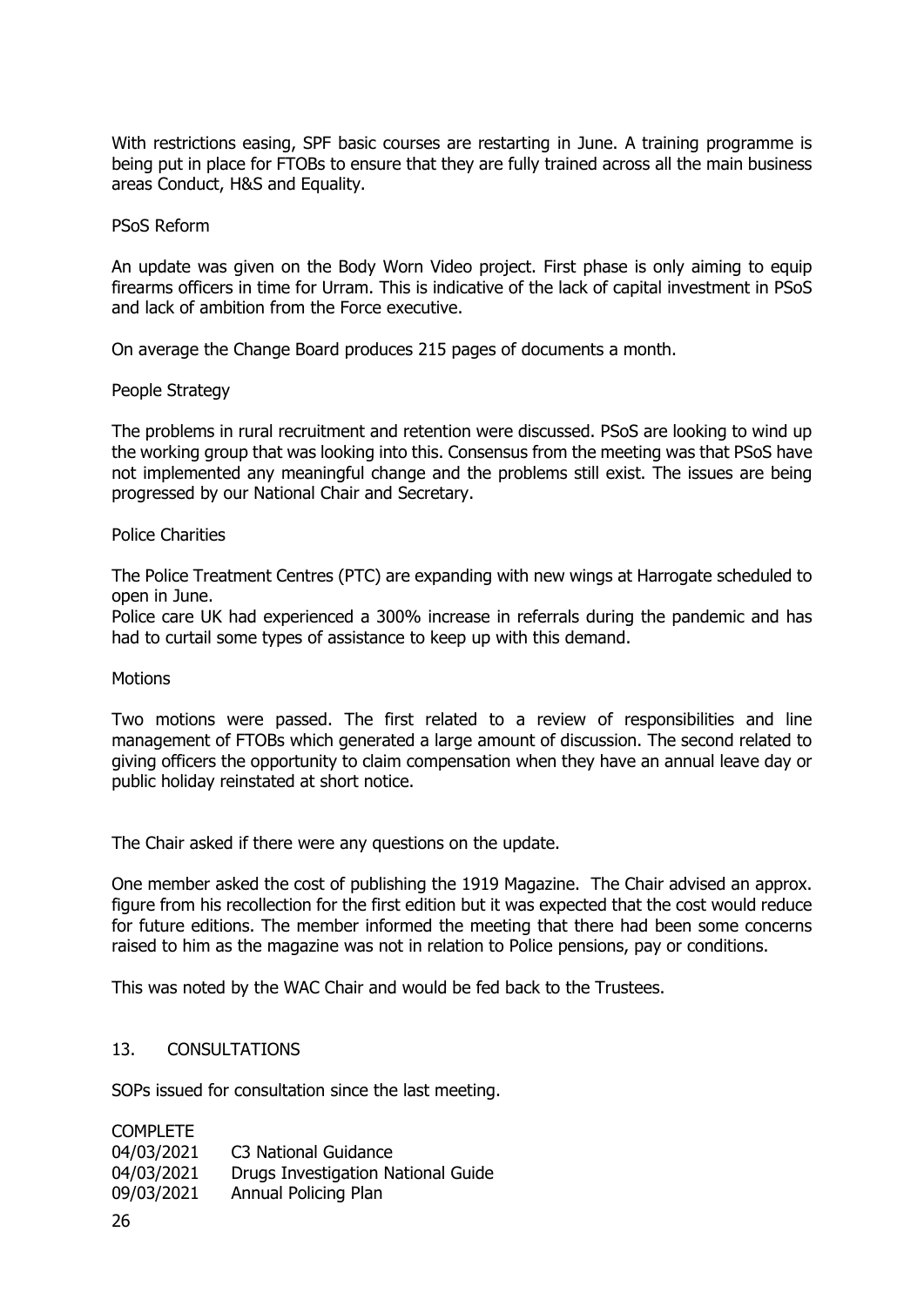With restrictions easing, SPF basic courses are restarting in June. A training programme is being put in place for FTOBs to ensure that they are fully trained across all the main business areas Conduct, H&S and Equality.

PSoS Reform

An update was given on the Body Worn Video project. First phase is only aiming to equip firearms officers in time for Urram. This is indicative of the lack of capital investment in PSoS and lack of ambition from the Force executive.

On average the Change Board produces 215 pages of documents a month.

People Strategy

The problems in rural recruitment and retention were discussed. PSoS are looking to wind up the working group that was looking into this. Consensus from the meeting was that PSoS have not implemented any meaningful change and the problems still exist. The issues are being progressed by our National Chair and Secretary.

Police Charities

The Police Treatment Centres (PTC) are expanding with new wings at Harrogate scheduled to open in June.
Police care UK had experienced a 300% increase in referrals during the pandemic and has had to curtail some types of assistance to keep up with this demand.

Motions

Two motions were passed. The first related to a review of responsibilities and line management of FTOBs which generated a large amount of discussion. The second related to giving officers the opportunity to claim compensation when they have an annual leave day or public holiday reinstated at short notice.

The Chair asked if there were any questions on the update.

One member asked the cost of publishing the 1919 Magazine. The Chair advised an approx. figure from his recollection for the first edition but it was expected that the cost would reduce for future editions. The member informed the meeting that there had been some concerns raised to him as the magazine was not in relation to Police pensions, pay or conditions.

This was noted by the WAC Chair and would be fed back to the Trustees.

## 13. CONSULTATIONS

SOPs issued for consultation since the last meeting.

COMPLETE

| | |
|---|---|
| 04/03/2021 | C3 National Guidance |
| 04/03/2021 | Drugs Investigation National Guide |
| 09/03/2021 | Annual Policing Plan |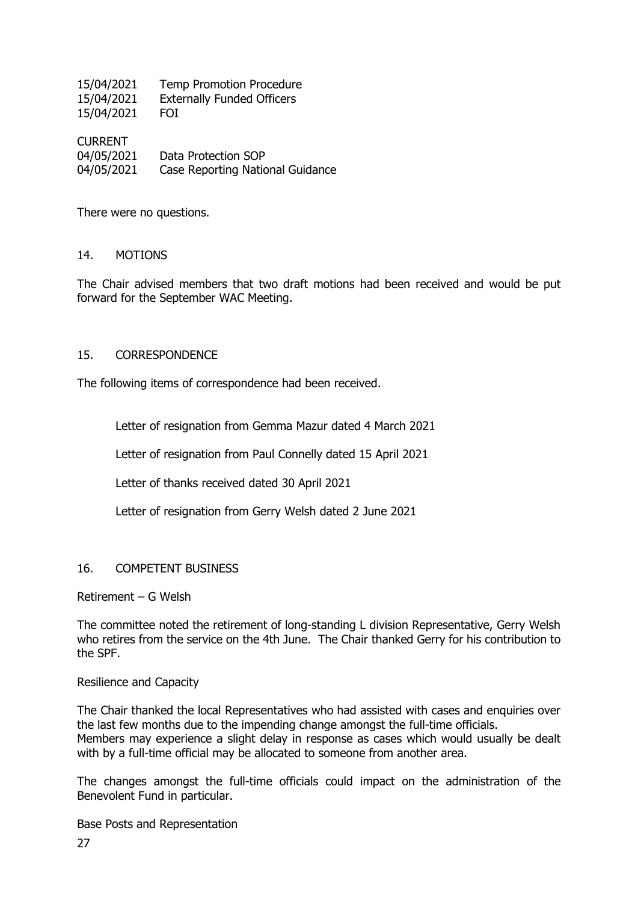15/04/2021 Temp Promotion Procedure
15/04/2021 Externally Funded Officers
15/04/2021 FOI

CURRENT
04/05/2021 Data Protection SOP
04/05/2021 Case Reporting National Guidance

There were no questions.

## 14. MOTIONS

The Chair advised members that two draft motions had been received and would be put forward for the September WAC Meeting.

## 15. CORRESPONDENCE

The following items of correspondence had been received.

Letter of resignation from Gemma Mazur dated 4 March 2021

Letter of resignation from Paul Connelly dated 15 April 2021

Letter of thanks received dated 30 April 2021

Letter of resignation from Gerry Welsh dated 2 June 2021

## 16. COMPETENT BUSINESS

Retirement – G Welsh

The committee noted the retirement of long-standing L division Representative, Gerry Welsh who retires from the service on the 4th June. The Chair thanked Gerry for his contribution to the SPF.

Resilience and Capacity

The Chair thanked the local Representatives who had assisted with cases and enquiries over the last few months due to the impending change amongst the full-time officials.
Members may experience a slight delay in response as cases which would usually be dealt with by a full-time official may be allocated to someone from another area.

The changes amongst the full-time officials could impact on the administration of the Benevolent Fund in particular.

Base Posts and Representation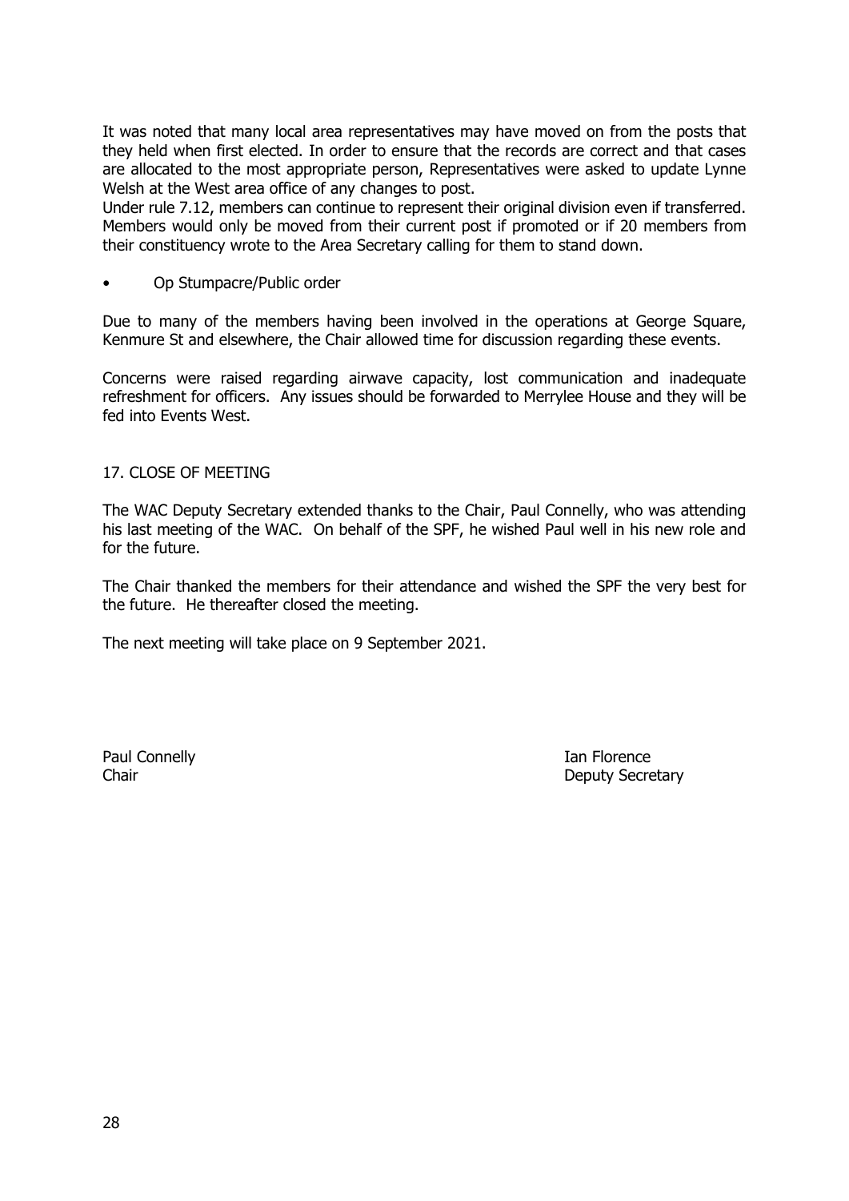It was noted that many local area representatives may have moved on from the posts that they held when first elected. In order to ensure that the records are correct and that cases are allocated to the most appropriate person, Representatives were asked to update Lynne Welsh at the West area office of any changes to post.

Under rule 7.12, members can continue to represent their original division even if transferred. Members would only be moved from their current post if promoted or if 20 members from their constituency wrote to the Area Secretary calling for them to stand down.

- Op Stumpacre/Public order

Due to many of the members having been involved in the operations at George Square, Kenmure St and elsewhere, the Chair allowed time for discussion regarding these events.

Concerns were raised regarding airwave capacity, lost communication and inadequate refreshment for officers. Any issues should be forwarded to Merrylee House and they will be fed into Events West.

## 17. CLOSE OF MEETING

The WAC Deputy Secretary extended thanks to the Chair, Paul Connelly, who was attending his last meeting of the WAC. On behalf of the SPF, he wished Paul well in his new role and for the future.

The Chair thanked the members for their attendance and wished the SPF the very best for the future. He thereafter closed the meeting.

The next meeting will take place on 9 September 2021.

Paul Connelly
Chair

Ian Florence
Deputy Secretary